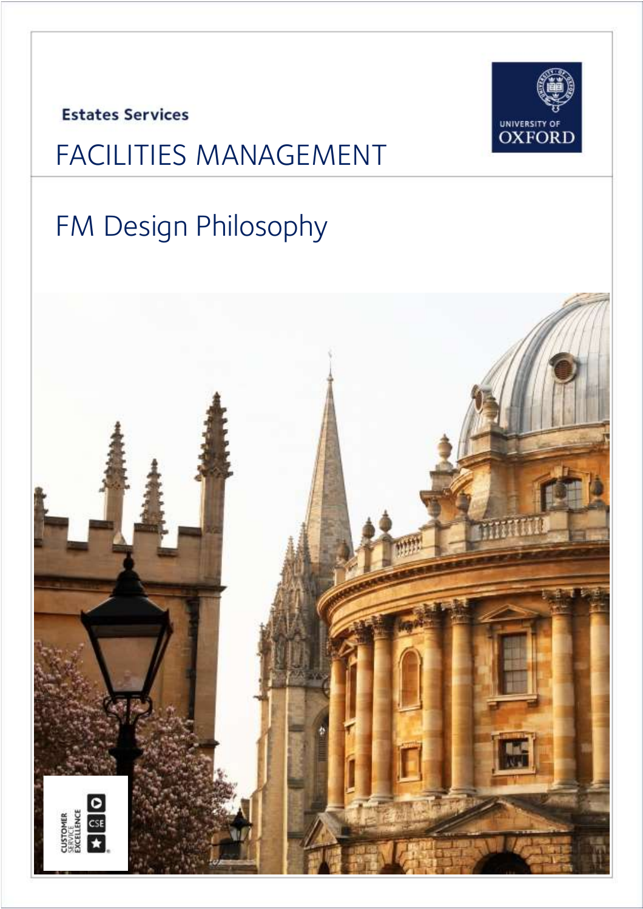Estates Services

# FACILITIES MANAGEMENT

## FM Design Philosophy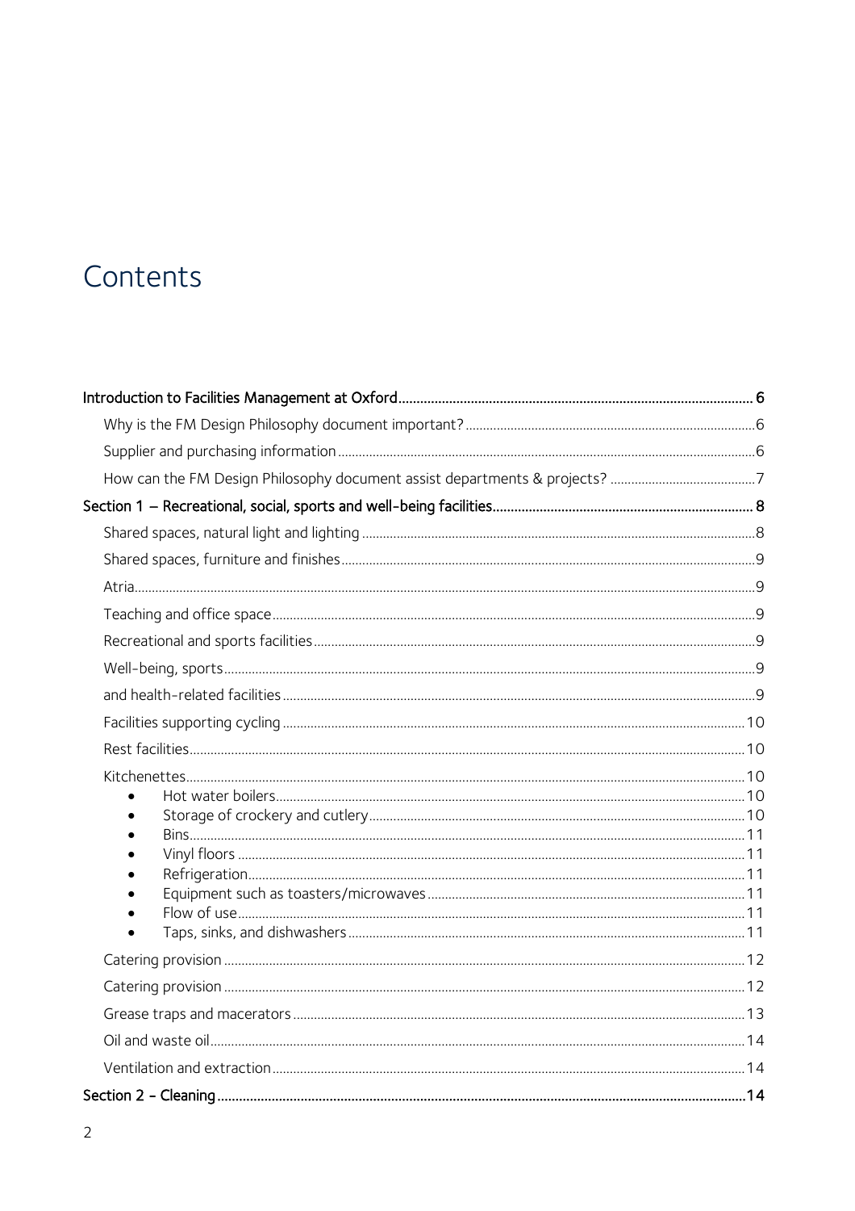# Contents

- Introduction to Facilities Management at Oxford ........ 6
  - Why is the FM Design Philosophy document important? ........ 6
  - Supplier and purchasing information ........ 6
  - How can the FM Design Philosophy document assist departments & projects? ........ 7
- Section 1 – Recreational, social, sports and well-being facilities ........ 8
  - Shared spaces, natural light and lighting ........ 8
  - Shared spaces, furniture and finishes ........ 9
  - Atria ........ 9
  - Teaching and office space ........ 9
  - Recreational and sports facilities ........ 9
  - Well-being, sports ........ 9
  - and health-related facilities ........ 9
  - Facilities supporting cycling ........ 10
  - Rest facilities ........ 10
  - Kitchenettes ........ 10
    - Hot water boilers ........ 10
    - Storage of crockery and cutlery ........ 10
    - Bins ........ 11
    - Vinyl floors ........ 11
    - Refrigeration ........ 11
    - Equipment such as toasters/microwaves ........ 11
    - Flow of use ........ 11
    - Taps, sinks, and dishwashers ........ 11
  - Catering provision ........ 12
  - Catering provision ........ 12
  - Grease traps and macerators ........ 13
  - Oil and waste oil ........ 14
  - Ventilation and extraction ........ 14
- Section 2 - Cleaning ........ 14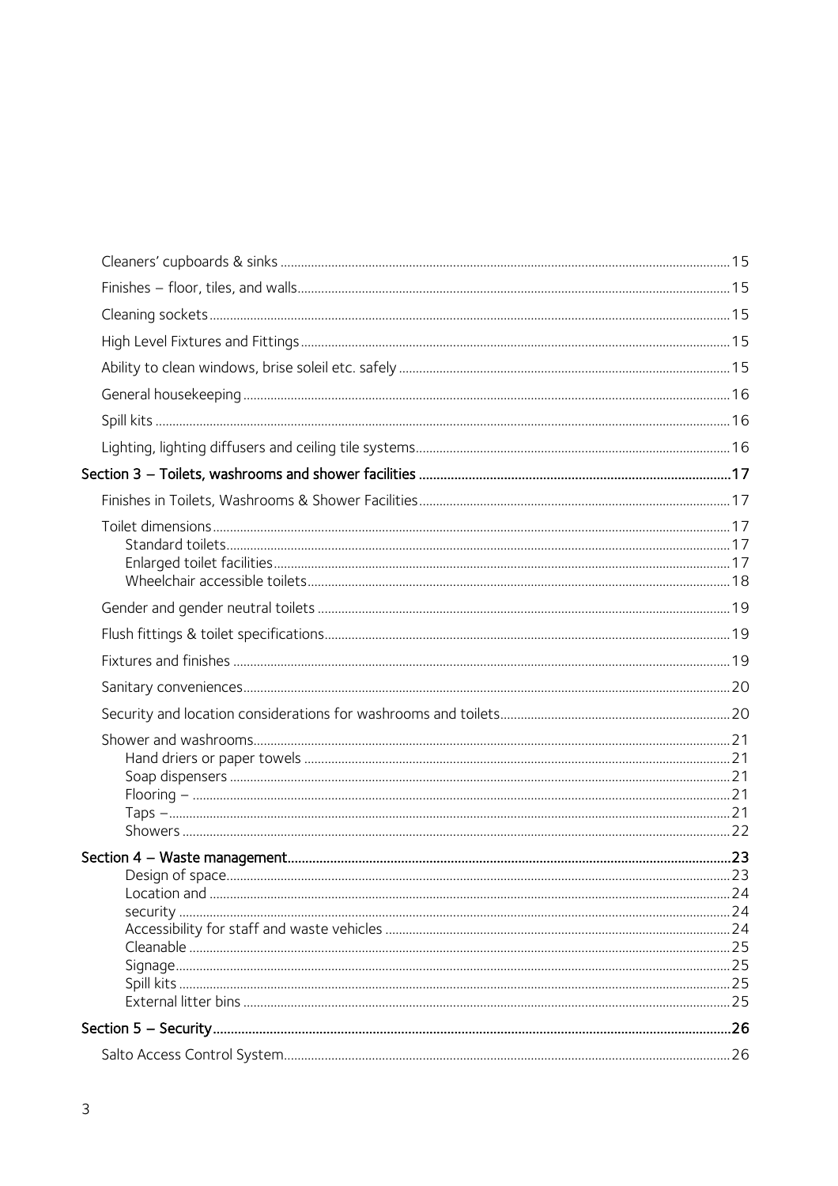- Cleaners' cupboards & sinks ..... 15
- Finishes – floor, tiles, and walls ..... 15
- Cleaning sockets ..... 15
- High Level Fixtures and Fittings ..... 15
- Ability to clean windows, brise soleil etc. safely ..... 15
- General housekeeping ..... 16
- Spill kits ..... 16
- Lighting, lighting diffusers and ceiling tile systems ..... 16

**Section 3 – Toilets, washrooms and shower facilities ..... 17**

- Finishes in Toilets, Washrooms & Shower Facilities ..... 17
- Toilet dimensions ..... 17
  - Standard toilets ..... 17
  - Enlarged toilet facilities ..... 17
  - Wheelchair accessible toilets ..... 18
- Gender and gender neutral toilets ..... 19
- Flush fittings & toilet specifications ..... 19
- Fixtures and finishes ..... 19
- Sanitary conveniences ..... 20
- Security and location considerations for washrooms and toilets ..... 20
- Shower and washrooms ..... 21
  - Hand driers or paper towels ..... 21
  - Soap dispensers ..... 21
  - Flooring – ..... 21
  - Taps – ..... 21
  - Showers ..... 22

**Section 4 – Waste management ..... 23**

- Design of space ..... 23
- Location and ..... 24
- security ..... 24
- Accessibility for staff and waste vehicles ..... 24
- Cleanable ..... 25
- Signage ..... 25
- Spill kits ..... 25
- External litter bins ..... 25

**Section 5 – Security ..... 26**

- Salto Access Control System ..... 26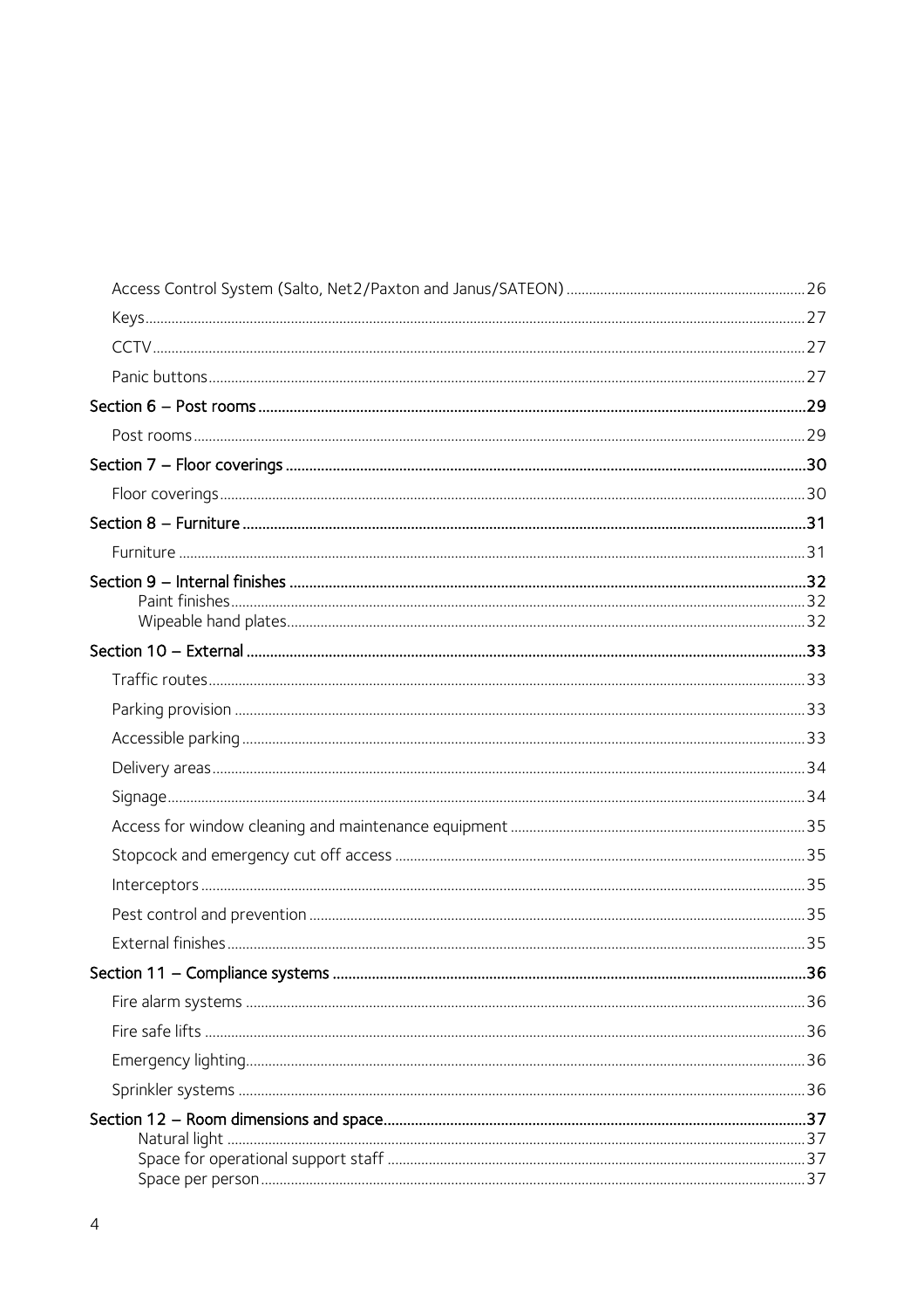- Access Control System (Salto, Net2/Paxton and Janus/SATEON) ........ 26
- Keys ........ 27
- CCTV ........ 27
- Panic buttons ........ 27

**Section 6 – Post rooms ........ 29**

- Post rooms ........ 29

**Section 7 – Floor coverings ........ 30**

- Floor coverings ........ 30

**Section 8 – Furniture ........ 31**

- Furniture ........ 31

**Section 9 – Internal finishes ........ 32**

- Paint finishes ........ 32
- Wipeable hand plates ........ 32

**Section 10 – External ........ 33**

- Traffic routes ........ 33
- Parking provision ........ 33
- Accessible parking ........ 33
- Delivery areas ........ 34
- Signage ........ 34
- Access for window cleaning and maintenance equipment ........ 35
- Stopcock and emergency cut off access ........ 35
- Interceptors ........ 35
- Pest control and prevention ........ 35
- External finishes ........ 35

**Section 11 – Compliance systems ........ 36**

- Fire alarm systems ........ 36
- Fire safe lifts ........ 36
- Emergency lighting ........ 36
- Sprinkler systems ........ 36

**Section 12 – Room dimensions and space ........ 37**

- Natural light ........ 37
- Space for operational support staff ........ 37
- Space per person ........ 37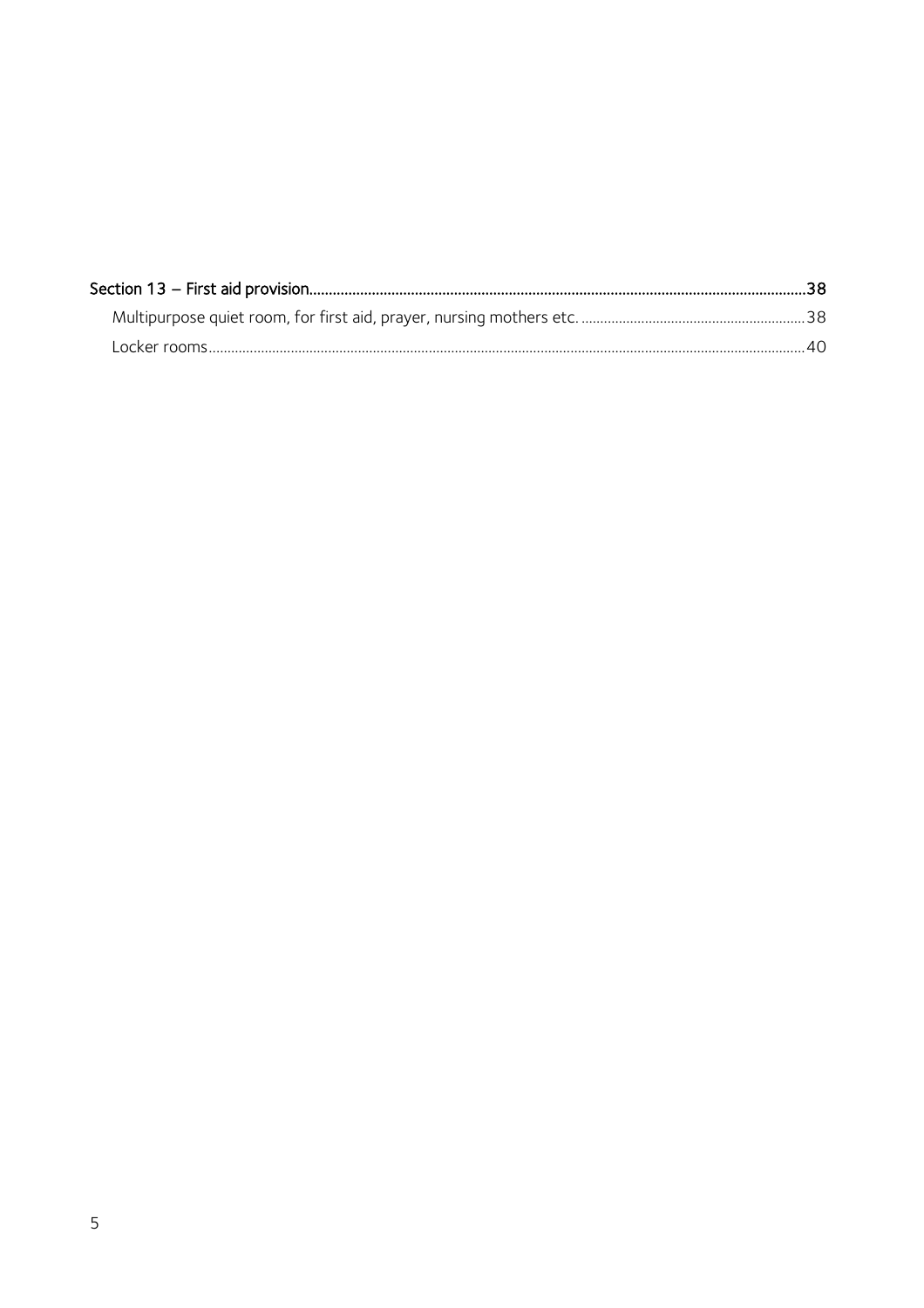Section 13 – First aid provision ............................................................................................................................. 38

Multipurpose quiet room, for first aid, prayer, nursing mothers etc. ........................................................... 38

Locker rooms ................................................................................................................................................... 40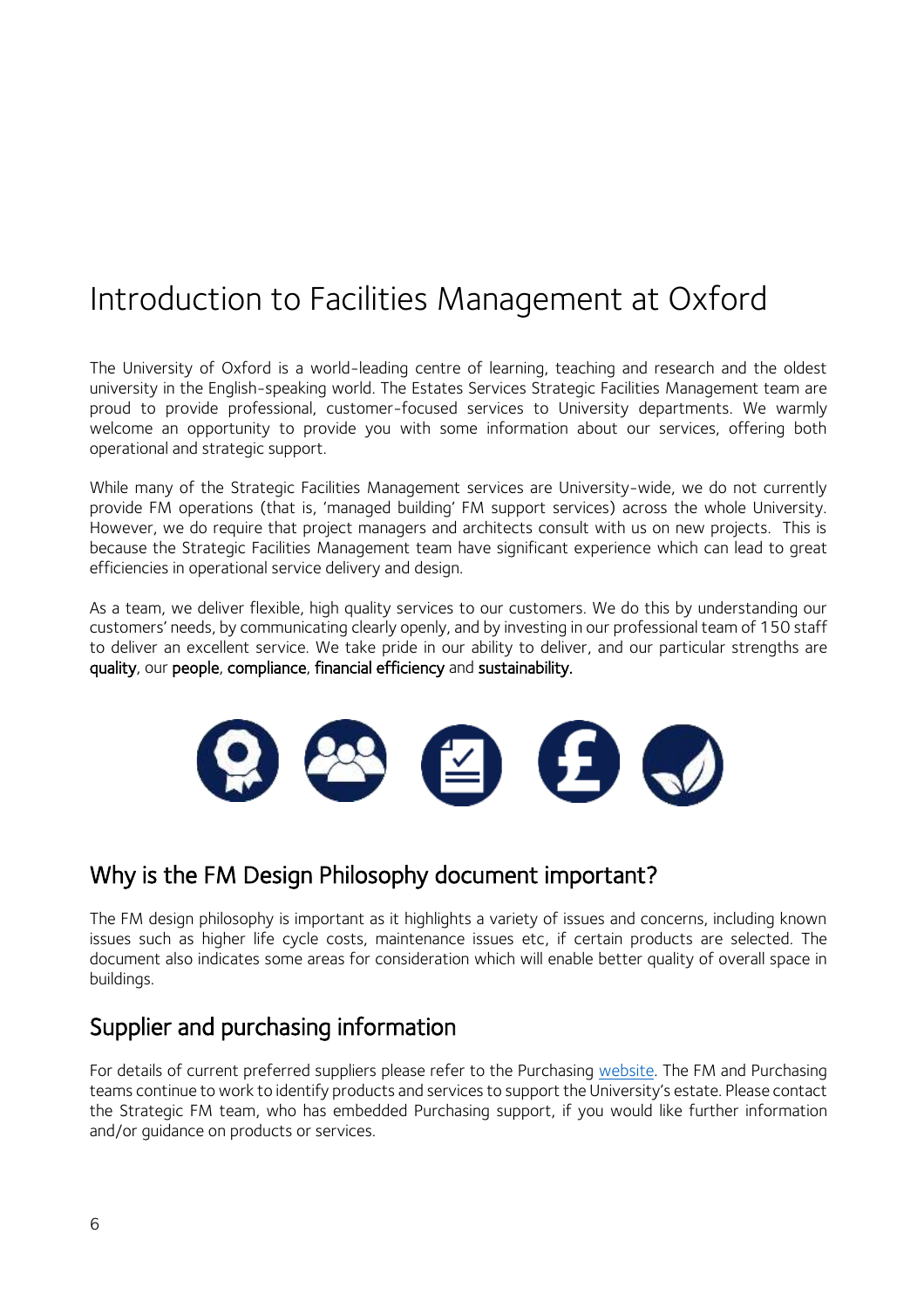# Introduction to Facilities Management at Oxford

The University of Oxford is a world-leading centre of learning, teaching and research and the oldest university in the English-speaking world. The Estates Services Strategic Facilities Management team are proud to provide professional, customer-focused services to University departments. We warmly welcome an opportunity to provide you with some information about our services, offering both operational and strategic support.

While many of the Strategic Facilities Management services are University-wide, we do not currently provide FM operations (that is, 'managed building' FM support services) across the whole University. However, we do require that project managers and architects consult with us on new projects. This is because the Strategic Facilities Management team have significant experience which can lead to great efficiencies in operational service delivery and design.

As a team, we deliver flexible, high quality services to our customers. We do this by understanding our customers' needs, by communicating clearly openly, and by investing in our professional team of 150 staff to deliver an excellent service. We take pride in our ability to deliver, and our particular strengths are **quality**, our **people**, **compliance**, **financial efficiency** and **sustainability.**

## Why is the FM Design Philosophy document important?

The FM design philosophy is important as it highlights a variety of issues and concerns, including known issues such as higher life cycle costs, maintenance issues etc, if certain products are selected. The document also indicates some areas for consideration which will enable better quality of overall space in buildings.

## Supplier and purchasing information

For details of current preferred suppliers please refer to the Purchasing website. The FM and Purchasing teams continue to work to identify products and services to support the University's estate. Please contact the Strategic FM team, who has embedded Purchasing support, if you would like further information and/or guidance on products or services.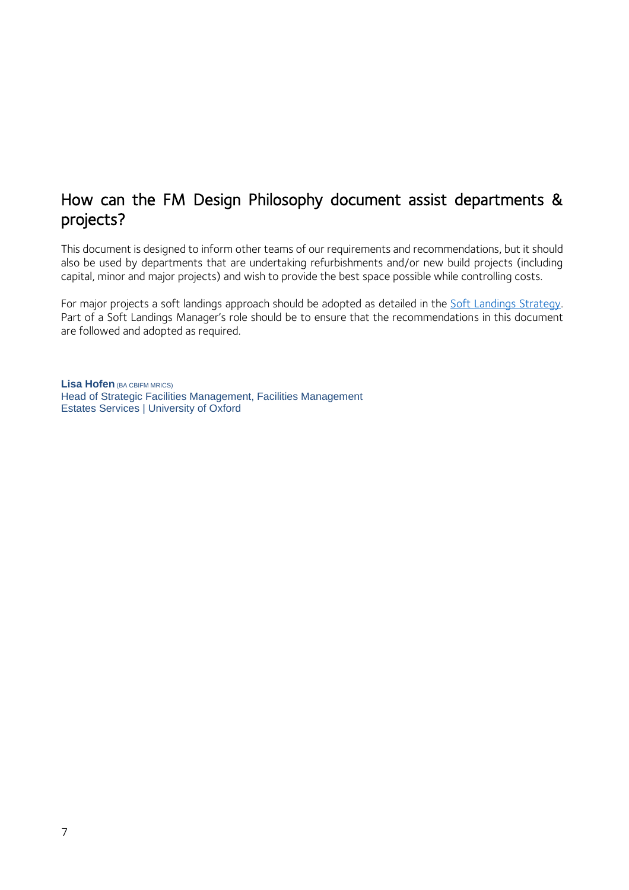## How can the FM Design Philosophy document assist departments & projects?

This document is designed to inform other teams of our requirements and recommendations, but it should also be used by departments that are undertaking refurbishments and/or new build projects (including capital, minor and major projects) and wish to provide the best space possible while controlling costs.

For major projects a soft landings approach should be adopted as detailed in the Soft Landings Strategy. Part of a Soft Landings Manager's role should be to ensure that the recommendations in this document are followed and adopted as required.

**Lisa Hofen** (BA CBIFM MRICS)
Head of Strategic Facilities Management, Facilities Management
Estates Services | University of Oxford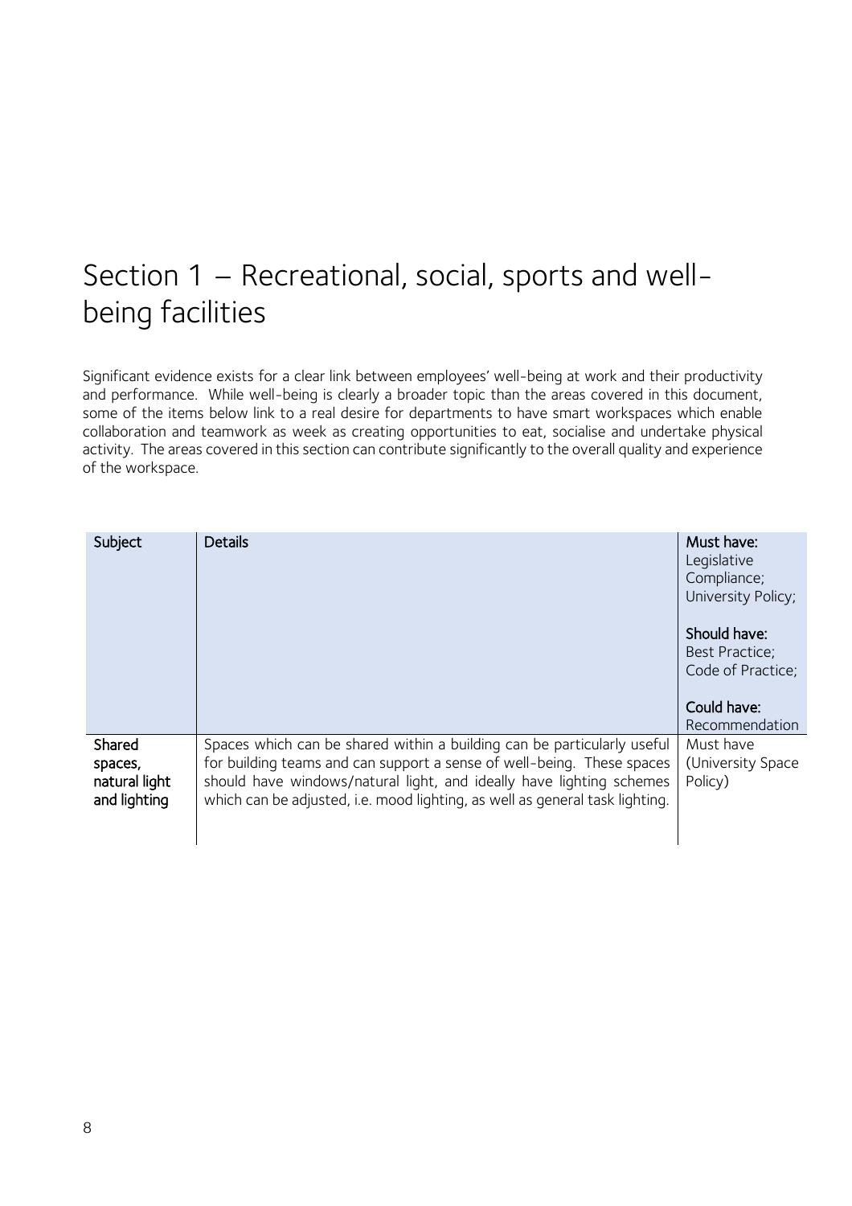# Section 1 – Recreational, social, sports and well-being facilities

Significant evidence exists for a clear link between employees' well-being at work and their productivity and performance. While well-being is clearly a broader topic than the areas covered in this document, some of the items below link to a real desire for departments to have smart workspaces which enable collaboration and teamwork as week as creating opportunities to eat, socialise and undertake physical activity. The areas covered in this section can contribute significantly to the overall quality and experience of the workspace.

| Subject | Details | Must have: Legislative Compliance; University Policy; Should have: Best Practice; Code of Practice; Could have: Recommendation |
| --- | --- | --- |
| Shared spaces, natural light and lighting | Spaces which can be shared within a building can be particularly useful for building teams and can support a sense of well-being. These spaces should have windows/natural light, and ideally have lighting schemes which can be adjusted, i.e. mood lighting, as well as general task lighting. | Must have (University Space Policy) |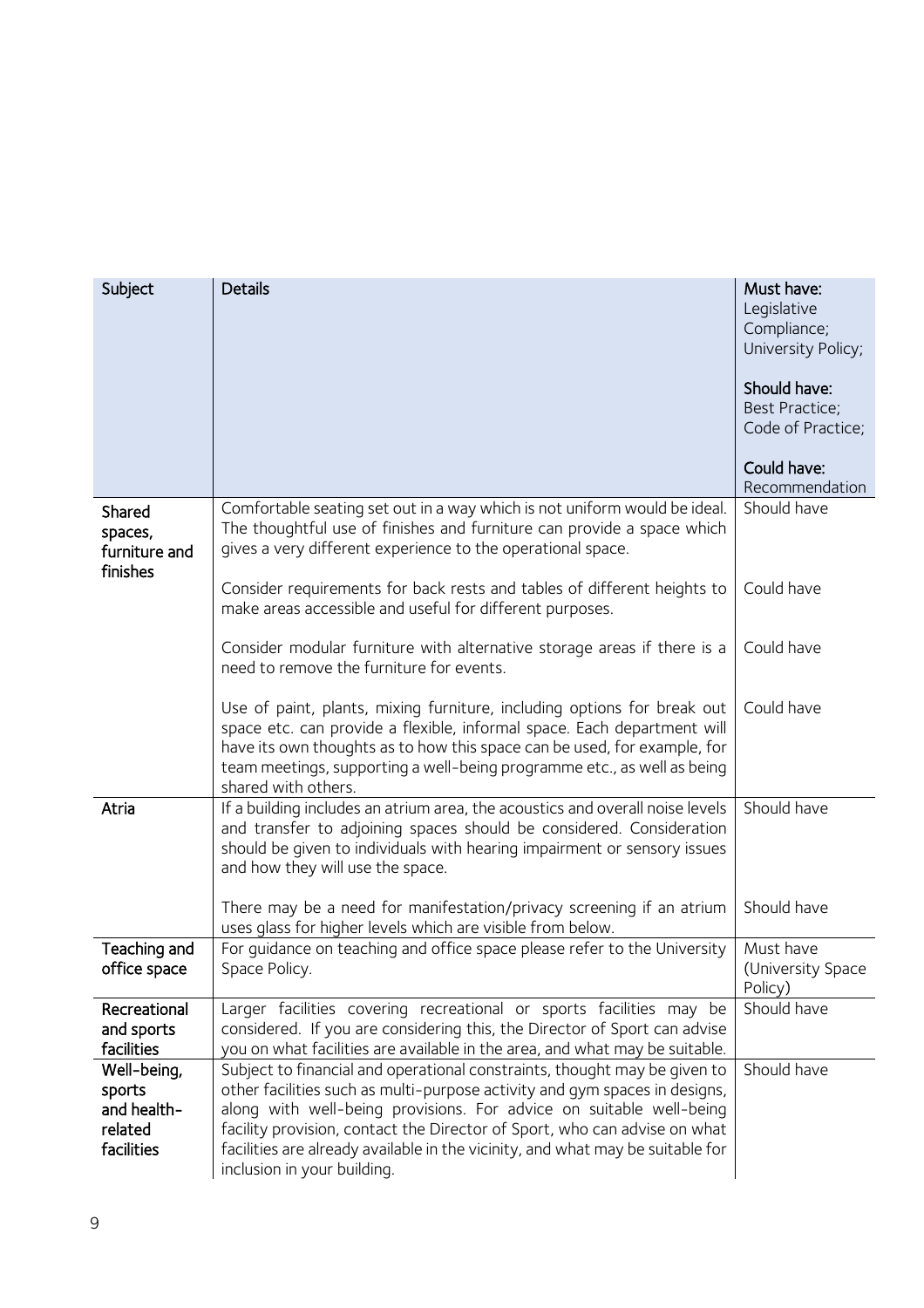| Subject | Details | **Must have:** Legislative Compliance; University Policy; **Should have:** Best Practice; Code of Practice; **Could have:** Recommendation |
|---|---|---|
| Shared spaces, furniture and finishes | Comfortable seating set out in a way which is not uniform would be ideal. The thoughtful use of finishes and furniture can provide a space which gives a very different experience to the operational space. | Should have |
| | Consider requirements for back rests and tables of different heights to make areas accessible and useful for different purposes. | Could have |
| | Consider modular furniture with alternative storage areas if there is a need to remove the furniture for events. | Could have |
| | Use of paint, plants, mixing furniture, including options for break out space etc. can provide a flexible, informal space. Each department will have its own thoughts as to how this space can be used, for example, for team meetings, supporting a well-being programme etc., as well as being shared with others. | Could have |
| Atria | If a building includes an atrium area, the acoustics and overall noise levels and transfer to adjoining spaces should be considered. Consideration should be given to individuals with hearing impairment or sensory issues and how they will use the space. | Should have |
| | There may be a need for manifestation/privacy screening if an atrium uses glass for higher levels which are visible from below. | Should have |
| Teaching and office space | For guidance on teaching and office space please refer to the University Space Policy. | Must have (University Space Policy) |
| Recreational and sports facilities | Larger facilities covering recreational or sports facilities may be considered. If you are considering this, the Director of Sport can advise you on what facilities are available in the area, and what may be suitable. | Should have |
| Well-being, sports and health-related facilities | Subject to financial and operational constraints, thought may be given to other facilities such as multi-purpose activity and gym spaces in designs, along with well-being provisions. For advice on suitable well-being facility provision, contact the Director of Sport, who can advise on what facilities are already available in the vicinity, and what may be suitable for inclusion in your building. | Should have |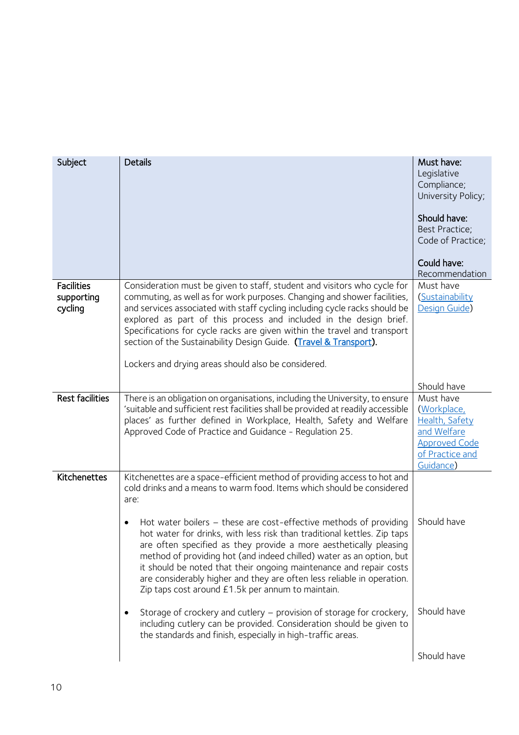| Subject | Details | **Must have:** Legislative Compliance; University Policy; **Should have:** Best Practice; Code of Practice; **Could have:** Recommendation |
|---|---|---|
| **Facilities supporting cycling** | Consideration must be given to staff, student and visitors who cycle for commuting, as well as for work purposes. Changing and shower facilities, and services associated with staff cycling including cycle racks should be explored as part of this process and included in the design brief. Specifications for cycle racks are given within the travel and transport section of the Sustainability Design Guide. (Travel & Transport). | Must have (Sustainability Design Guide) |
| | Lockers and drying areas should also be considered. | Should have |
| **Rest facilities** | There is an obligation on organisations, including the University, to ensure 'suitable and sufficient rest facilities shall be provided at readily accessible places' as further defined in Workplace, Health, Safety and Welfare Approved Code of Practice and Guidance - Regulation 25. | Must have (Workplace, Health, Safety and Welfare Approved Code of Practice and Guidance) |
| **Kitchenettes** | Kitchenettes are a space-efficient method of providing access to hot and cold drinks and a means to warm food. Items which should be considered are: | |
| | • Hot water boilers – these are cost-effective methods of providing hot water for drinks, with less risk than traditional kettles. Zip taps are often specified as they provide a more aesthetically pleasing method of providing hot (and indeed chilled) water as an option, but it should be noted that their ongoing maintenance and repair costs are considerably higher and they are often less reliable in operation. Zip taps cost around £1.5k per annum to maintain. | Should have |
| | • Storage of crockery and cutlery – provision of storage for crockery, including cutlery can be provided. Consideration should be given to the standards and finish, especially in high-traffic areas. | Should have |
| | | Should have |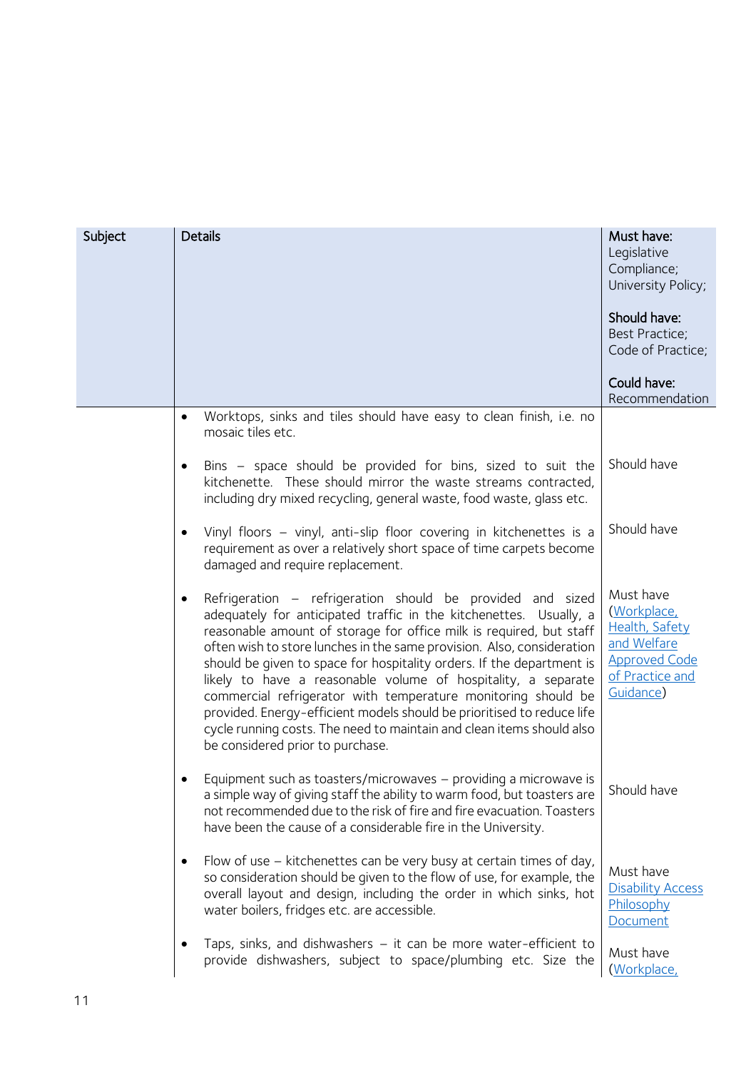| Subject | Details | **Must have:** Legislative Compliance; University Policy;<br><br>**Should have:** Best Practice; Code of Practice;<br><br>**Could have:** Recommendation |
|---|---|---|
| | • Worktops, sinks and tiles should have easy to clean finish, i.e. no mosaic tiles etc. | |
| | • Bins – space should be provided for bins, sized to suit the kitchenette. These should mirror the waste streams contracted, including dry mixed recycling, general waste, food waste, glass etc. | Should have |
| | • Vinyl floors – vinyl, anti-slip floor covering in kitchenettes is a requirement as over a relatively short space of time carpets become damaged and require replacement. | Should have |
| | • Refrigeration – refrigeration should be provided and sized adequately for anticipated traffic in the kitchenettes. Usually, a reasonable amount of storage for office milk is required, but staff often wish to store lunches in the same provision. Also, consideration should be given to space for hospitality orders. If the department is likely to have a reasonable volume of hospitality, a separate commercial refrigerator with temperature monitoring should be provided. Energy-efficient models should be prioritised to reduce life cycle running costs. The need to maintain and clean items should also be considered prior to purchase. | Must have (Workplace, Health, Safety and Welfare Approved Code of Practice and Guidance) |
| | • Equipment such as toasters/microwaves – providing a microwave is a simple way of giving staff the ability to warm food, but toasters are not recommended due to the risk of fire and fire evacuation. Toasters have been the cause of a considerable fire in the University. | Should have |
| | • Flow of use – kitchenettes can be very busy at certain times of day, so consideration should be given to the flow of use, for example, the overall layout and design, including the order in which sinks, hot water boilers, fridges etc. are accessible. | Must have Disability Access Philosophy Document |
| | • Taps, sinks, and dishwashers – it can be more water-efficient to provide dishwashers, subject to space/plumbing etc. Size the | Must have (Workplace, |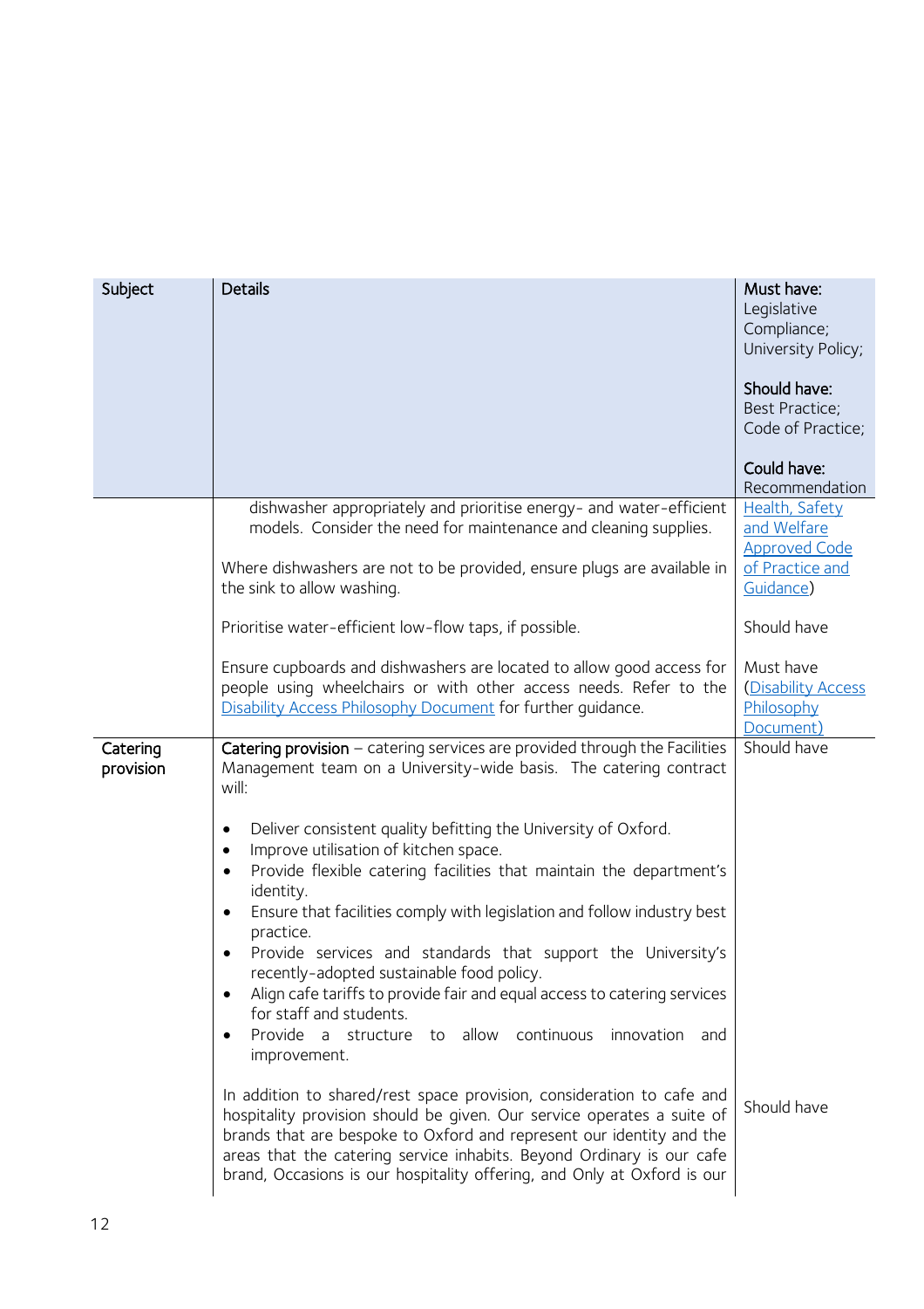| Subject | Details | **Must have:** Legislative Compliance; University Policy;<br><br>**Should have:** Best Practice; Code of Practice;<br><br>**Could have:** Recommendation |
| --- | --- | --- |
| | dishwasher appropriately and prioritise energy- and water-efficient models. Consider the need for maintenance and cleaning supplies.<br><br>Where dishwashers are not to be provided, ensure plugs are available in the sink to allow washing. | Health, Safety and Welfare Approved Code of Practice and Guidance) |
| | Prioritise water-efficient low-flow taps, if possible. | Should have |
| | Ensure cupboards and dishwashers are located to allow good access for people using wheelchairs or with other access needs. Refer to the Disability Access Philosophy Document for further guidance. | Must have (Disability Access Philosophy Document) |
| Catering provision | **Catering provision** – catering services are provided through the Facilities Management team on a University-wide basis. The catering contract will:<br><br>• Deliver consistent quality befitting the University of Oxford.<br>• Improve utilisation of kitchen space.<br>• Provide flexible catering facilities that maintain the department's identity.<br>• Ensure that facilities comply with legislation and follow industry best practice.<br>• Provide services and standards that support the University's recently-adopted sustainable food policy.<br>• Align cafe tariffs to provide fair and equal access to catering services for staff and students.<br>• Provide a structure to allow continuous innovation and improvement. | Should have |
| | In addition to shared/rest space provision, consideration to cafe and hospitality provision should be given. Our service operates a suite of brands that are bespoke to Oxford and represent our identity and the areas that the catering service inhabits. Beyond Ordinary is our cafe brand, Occasions is our hospitality offering, and Only at Oxford is our | Should have |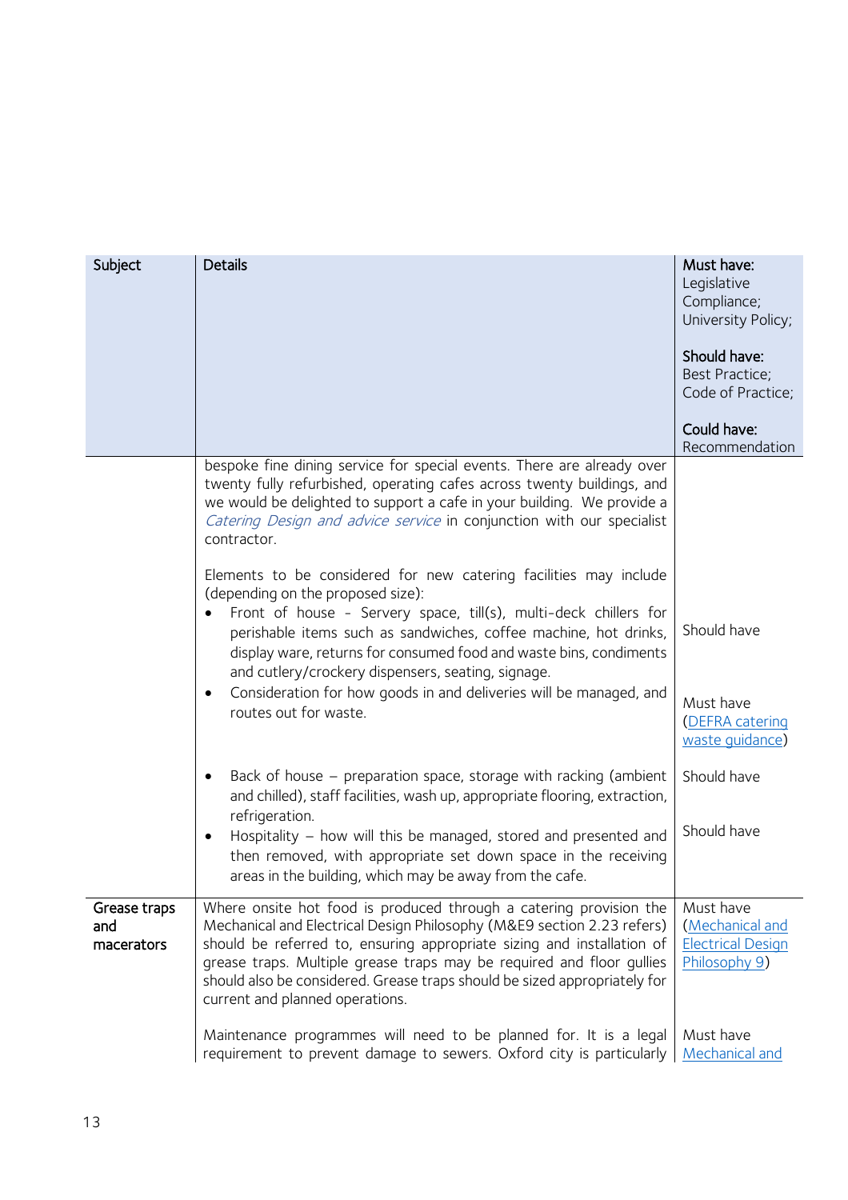| Subject | Details | **Must have:** Legislative Compliance; University Policy; **Should have:** Best Practice; Code of Practice; **Could have:** Recommendation |
|---|---|---|
| | bespoke fine dining service for special events. There are already over twenty fully refurbished, operating cafes across twenty buildings, and we would be delighted to support a cafe in your building. We provide a *Catering Design and advice service* in conjunction with our specialist contractor. | |
| | Elements to be considered for new catering facilities may include (depending on the proposed size): | |
| | • Front of house - Servery space, till(s), multi-deck chillers for perishable items such as sandwiches, coffee machine, hot drinks, display ware, returns for consumed food and waste bins, condiments and cutlery/crockery dispensers, seating, signage. | Should have |
| | • Consideration for how goods in and deliveries will be managed, and routes out for waste. | Must have (DEFRA catering waste guidance) |
| | • Back of house – preparation space, storage with racking (ambient and chilled), staff facilities, wash up, appropriate flooring, extraction, refrigeration. | Should have |
| | • Hospitality – how will this be managed, stored and presented and then removed, with appropriate set down space in the receiving areas in the building, which may be away from the cafe. | Should have |
| Grease traps and macerators | Where onsite hot food is produced through a catering provision the Mechanical and Electrical Design Philosophy (M&E9 section 2.23 refers) should be referred to, ensuring appropriate sizing and installation of grease traps. Multiple grease traps may be required and floor gullies should also be considered. Grease traps should be sized appropriately for current and planned operations. | Must have (Mechanical and Electrical Design Philosophy 9) |
| | Maintenance programmes will need to be planned for. It is a legal requirement to prevent damage to sewers. Oxford city is particularly | Must have Mechanical and |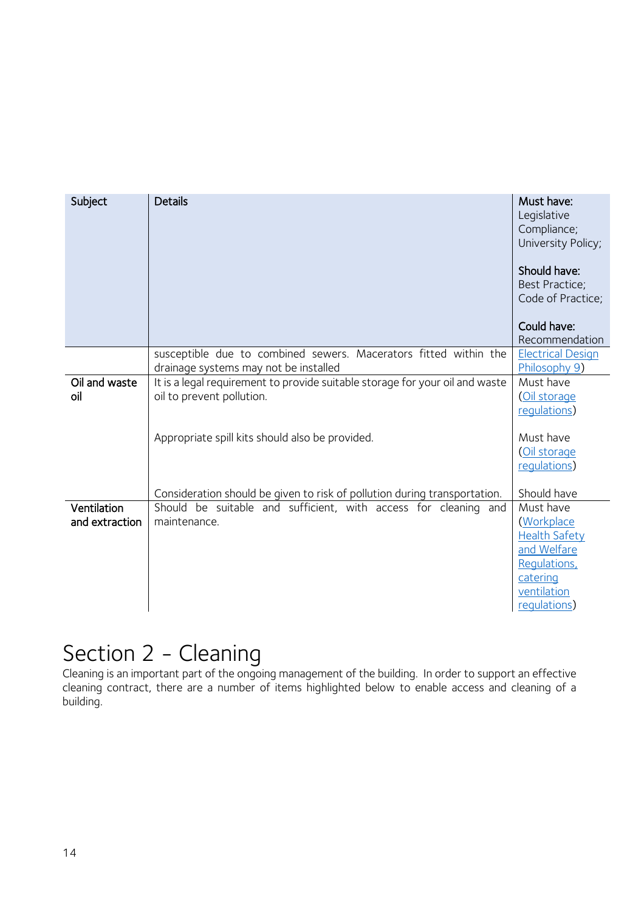| Subject | Details | **Must have:** Legislative Compliance; University Policy;<br><br>**Should have:** Best Practice; Code of Practice;<br><br>**Could have:** Recommendation |
|---|---|---|
| | susceptible due to combined sewers. Macerators fitted within the drainage systems may not be installed | Electrical Design Philosophy 9) |
| **Oil and waste oil** | It is a legal requirement to provide suitable storage for your oil and waste oil to prevent pollution. | Must have (Oil storage regulations) |
| | Appropriate spill kits should also be provided. | Must have (Oil storage regulations) |
| | Consideration should be given to risk of pollution during transportation. | Should have |
| **Ventilation and extraction** | Should be suitable and sufficient, with access for cleaning and maintenance. | Must have (Workplace Health Safety and Welfare Regulations, catering ventilation regulations) |

# Section 2 – Cleaning

Cleaning is an important part of the ongoing management of the building. In order to support an effective cleaning contract, there are a number of items highlighted below to enable access and cleaning of a building.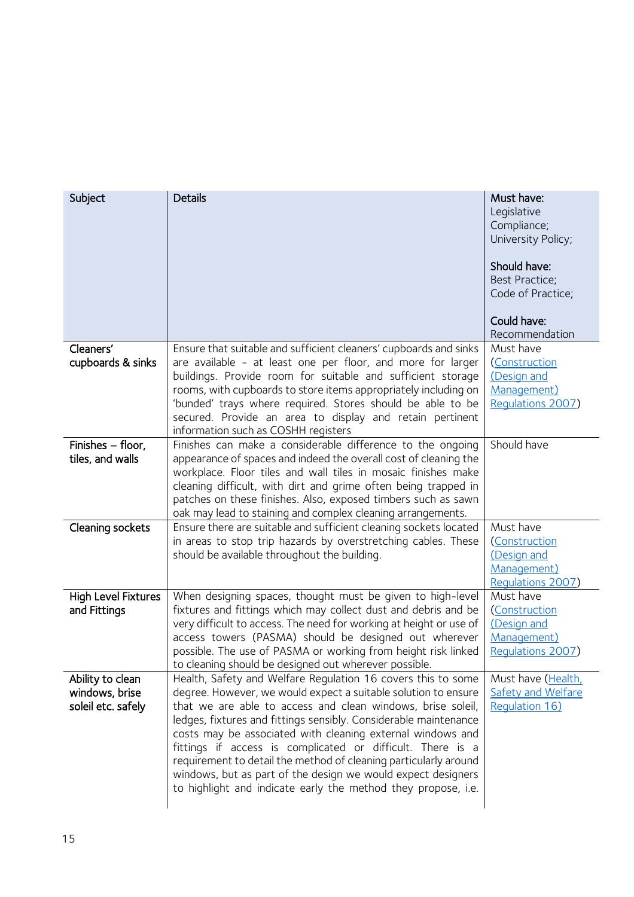| Subject | Details | **Must have:** Legislative Compliance; University Policy; **Should have:** Best Practice; Code of Practice; **Could have:** Recommendation |
|---|---|---|
| Cleaners' cupboards & sinks | Ensure that suitable and sufficient cleaners' cupboards and sinks are available - at least one per floor, and more for larger buildings. Provide room for suitable and sufficient storage rooms, with cupboards to store items appropriately including on 'bunded' trays where required. Stores should be able to be secured. Provide an area to display and retain pertinent information such as COSHH registers | Must have (Construction (Design and Management) Regulations 2007) |
| Finishes – floor, tiles, and walls | Finishes can make a considerable difference to the ongoing appearance of spaces and indeed the overall cost of cleaning the workplace. Floor tiles and wall tiles in mosaic finishes make cleaning difficult, with dirt and grime often being trapped in patches on these finishes. Also, exposed timbers such as sawn oak may lead to staining and complex cleaning arrangements. | Should have |
| Cleaning sockets | Ensure there are suitable and sufficient cleaning sockets located in areas to stop trip hazards by overstretching cables. These should be available throughout the building. | Must have (Construction (Design and Management) Regulations 2007) |
| High Level Fixtures and Fittings | When designing spaces, thought must be given to high-level fixtures and fittings which may collect dust and debris and be very difficult to access. The need for working at height or use of access towers (PASMA) should be designed out wherever possible. The use of PASMA or working from height risk linked to cleaning should be designed out wherever possible. | Must have (Construction (Design and Management) Regulations 2007) |
| Ability to clean windows, brise soleil etc. safely | Health, Safety and Welfare Regulation 16 covers this to some degree. However, we would expect a suitable solution to ensure that we are able to access and clean windows, brise soleil, ledges, fixtures and fittings sensibly. Considerable maintenance costs may be associated with cleaning external windows and fittings if access is complicated or difficult. There is a requirement to detail the method of cleaning particularly around windows, but as part of the design we would expect designers to highlight and indicate early the method they propose, i.e. | Must have (Health, Safety and Welfare Regulation 16) |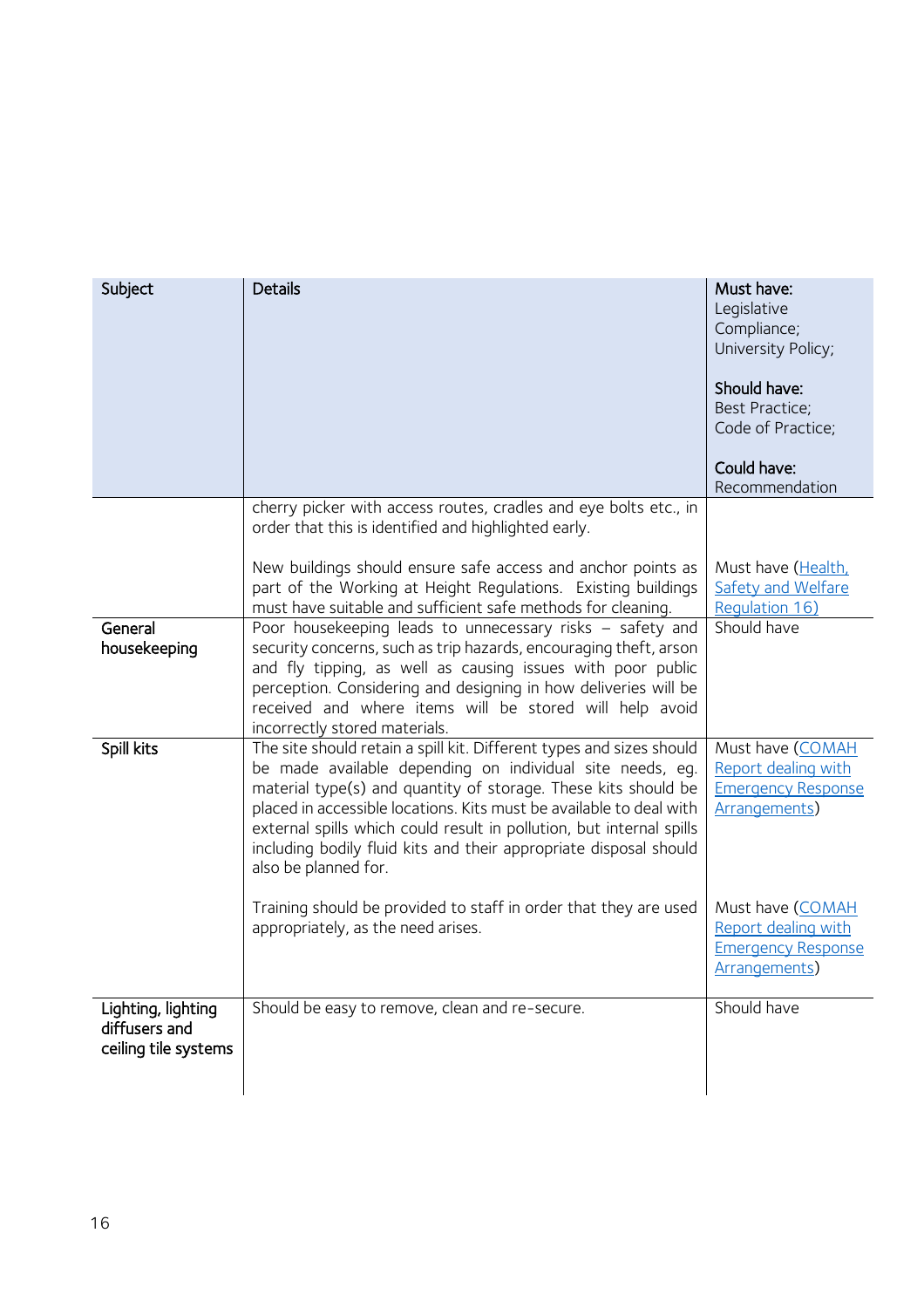| Subject | Details | **Must have:** Legislative Compliance; University Policy; **Should have:** Best Practice; Code of Practice; **Could have:** Recommendation |
|---|---|---|
| | cherry picker with access routes, cradles and eye bolts etc., in order that this is identified and highlighted early. | |
| | New buildings should ensure safe access and anchor points as part of the Working at Height Regulations. Existing buildings must have suitable and sufficient safe methods for cleaning. | Must have (Health, Safety and Welfare Regulation 16) |
| General housekeeping | Poor housekeeping leads to unnecessary risks – safety and security concerns, such as trip hazards, encouraging theft, arson and fly tipping, as well as causing issues with poor public perception. Considering and designing in how deliveries will be received and where items will be stored will help avoid incorrectly stored materials. | Should have |
| Spill kits | The site should retain a spill kit. Different types and sizes should be made available depending on individual site needs, eg. material type(s) and quantity of storage. These kits should be placed in accessible locations. Kits must be available to deal with external spills which could result in pollution, but internal spills including bodily fluid kits and their appropriate disposal should also be planned for. | Must have (COMAH Report dealing with Emergency Response Arrangements) |
| | Training should be provided to staff in order that they are used appropriately, as the need arises. | Must have (COMAH Report dealing with Emergency Response Arrangements) |
| Lighting, lighting diffusers and ceiling tile systems | Should be easy to remove, clean and re-secure. | Should have |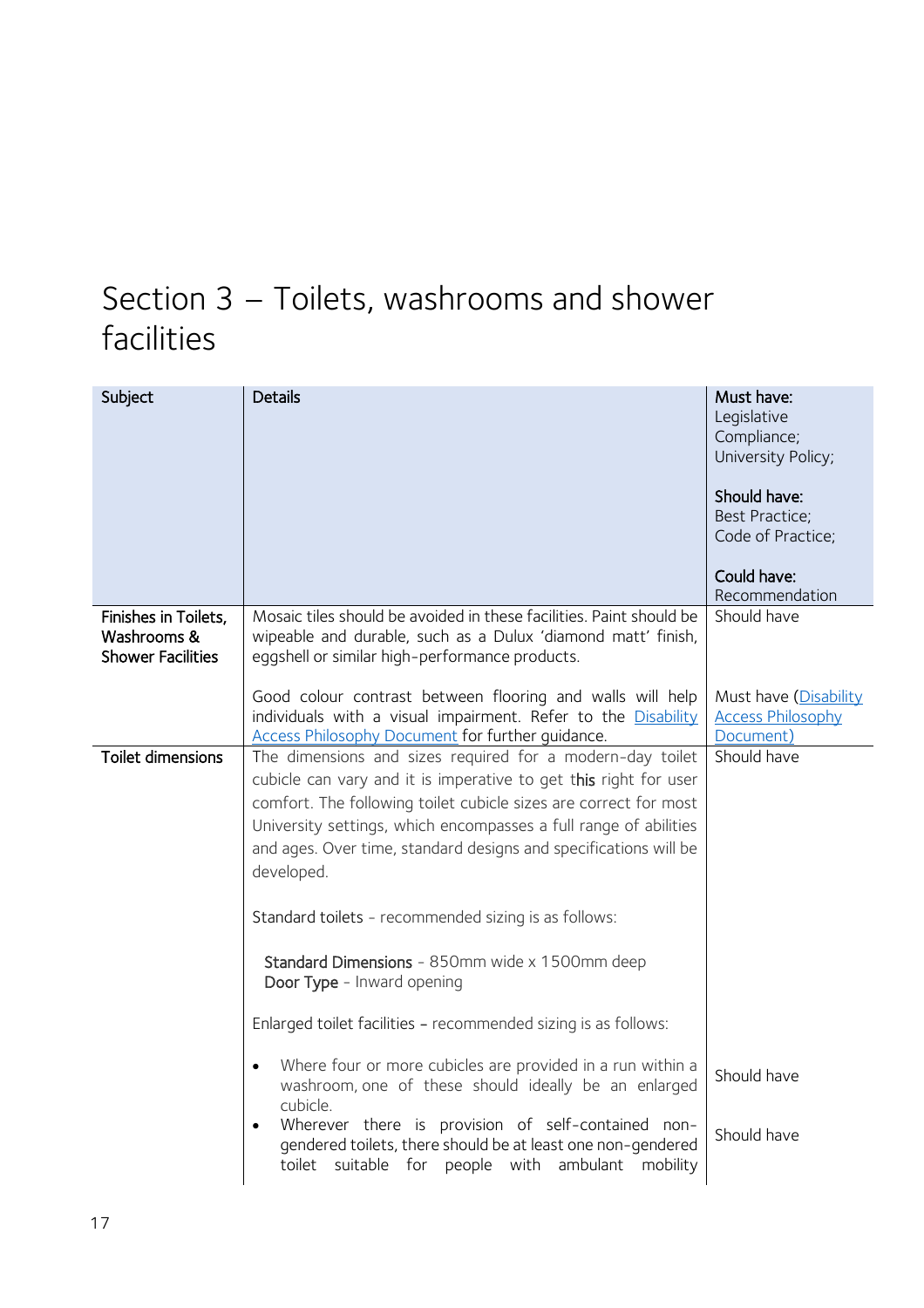# Section 3 – Toilets, washrooms and shower facilities

| Subject | Details | Must have: Legislative Compliance; University Policy; <br><br> Should have: Best Practice; Code of Practice; <br><br> Could have: Recommendation |
|---|---|---|
| Finishes in Toilets, Washrooms & Shower Facilities | Mosaic tiles should be avoided in these facilities. Paint should be wipeable and durable, such as a Dulux 'diamond matt' finish, eggshell or similar high-performance products. | Should have |
| | Good colour contrast between flooring and walls will help individuals with a visual impairment. Refer to the [Disability Access Philosophy Document] for further guidance. | Must have ([Disability Access Philosophy Document]) |
| Toilet dimensions | The dimensions and sizes required for a modern-day toilet cubicle can vary and it is imperative to get this right for user comfort. The following toilet cubicle sizes are correct for most University settings, which encompasses a full range of abilities and ages. Over time, standard designs and specifications will be developed. <br><br> Standard toilets - recommended sizing is as follows: <br><br> **Standard Dimensions** - 850mm wide x 1500mm deep <br> **Door Type** - Inward opening <br><br> Enlarged toilet facilities - recommended sizing is as follows: | Should have |
| | • Where four or more cubicles are provided in a run within a washroom, one of these should ideally be an enlarged cubicle. | Should have |
| | • Wherever there is provision of self-contained non-gendered toilets, there should be at least one non-gendered toilet suitable for people with ambulant mobility | Should have |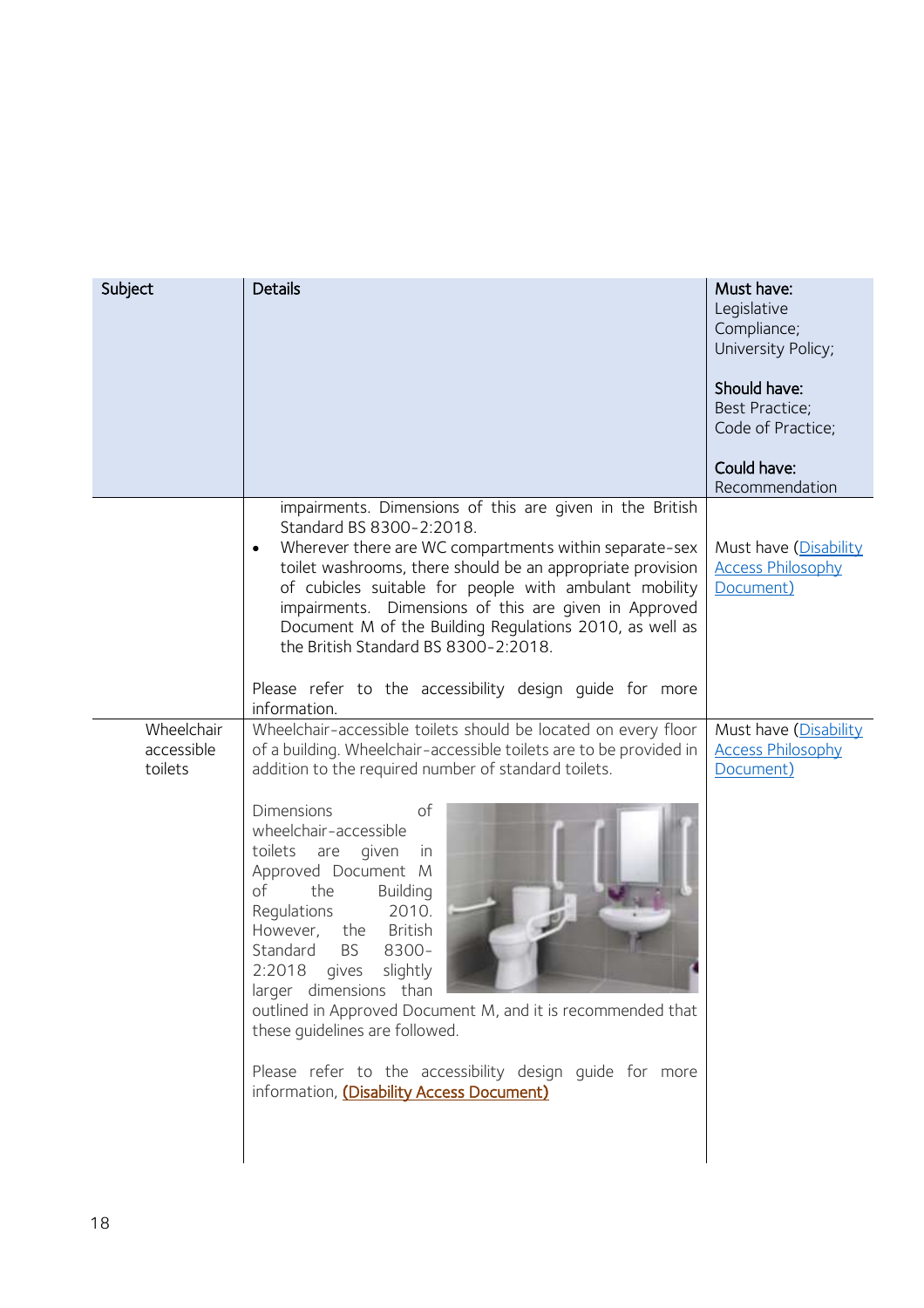| Subject | Details | **Must have:** Legislative Compliance; University Policy; **Should have:** Best Practice; Code of Practice; **Could have:** Recommendation |
|---|---|---|
| | impairments. Dimensions of this are given in the British Standard BS 8300-2:2018.<br>• Wherever there are WC compartments within separate-sex toilet washrooms, there should be an appropriate provision of cubicles suitable for people with ambulant mobility impairments. Dimensions of this are given in Approved Document M of the Building Regulations 2010, as well as the British Standard BS 8300-2:2018.<br><br>Please refer to the accessibility design guide for more information. | Must have (Disability Access Philosophy Document) |
| Wheelchair accessible toilets | Wheelchair-accessible toilets should be located on every floor of a building. Wheelchair-accessible toilets are to be provided in addition to the required number of standard toilets.<br><br>Dimensions of wheelchair-accessible toilets are given in Approved Document M of the Building Regulations 2010. However, the British Standard BS 8300-2:2018 gives slightly larger dimensions than outlined in Approved Document M, and it is recommended that these guidelines are followed.<br><br>Please refer to the accessibility design guide for more information, **(Disability Access Document)** | Must have (Disability Access Philosophy Document) |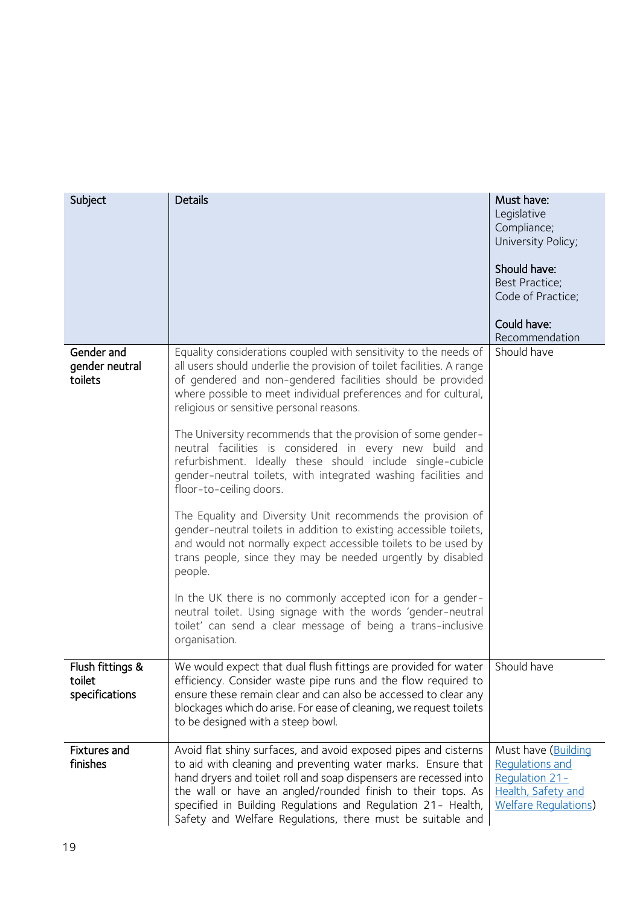| Subject | Details | Must have: Legislative Compliance; University Policy;<br><br>Should have: Best Practice; Code of Practice;<br><br>Could have: Recommendation |
|---|---|---|
| Gender and gender neutral toilets | Equality considerations coupled with sensitivity to the needs of all users should underlie the provision of toilet facilities. A range of gendered and non-gendered facilities should be provided where possible to meet individual preferences and for cultural, religious or sensitive personal reasons.<br><br>The University recommends that the provision of some gender-neutral facilities is considered in every new build and refurbishment. Ideally these should include single-cubicle gender-neutral toilets, with integrated washing facilities and floor-to-ceiling doors.<br><br>The Equality and Diversity Unit recommends the provision of gender-neutral toilets in addition to existing accessible toilets, and would not normally expect accessible toilets to be used by trans people, since they may be needed urgently by disabled people.<br><br>In the UK there is no commonly accepted icon for a gender-neutral toilet. Using signage with the words 'gender-neutral toilet' can send a clear message of being a trans-inclusive organisation. | Should have |
| Flush fittings & toilet specifications | We would expect that dual flush fittings are provided for water efficiency. Consider waste pipe runs and the flow required to ensure these remain clear and can also be accessed to clear any blockages which do arise. For ease of cleaning, we request toilets to be designed with a steep bowl. | Should have |
| Fixtures and finishes | Avoid flat shiny surfaces, and avoid exposed pipes and cisterns to aid with cleaning and preventing water marks. Ensure that hand dryers and toilet roll and soap dispensers are recessed into the wall or have an angled/rounded finish to their tops. As specified in Building Regulations and Regulation 21- Health, Safety and Welfare Regulations, there must be suitable and | Must have (Building Regulations and Regulation 21- Health, Safety and Welfare Regulations) |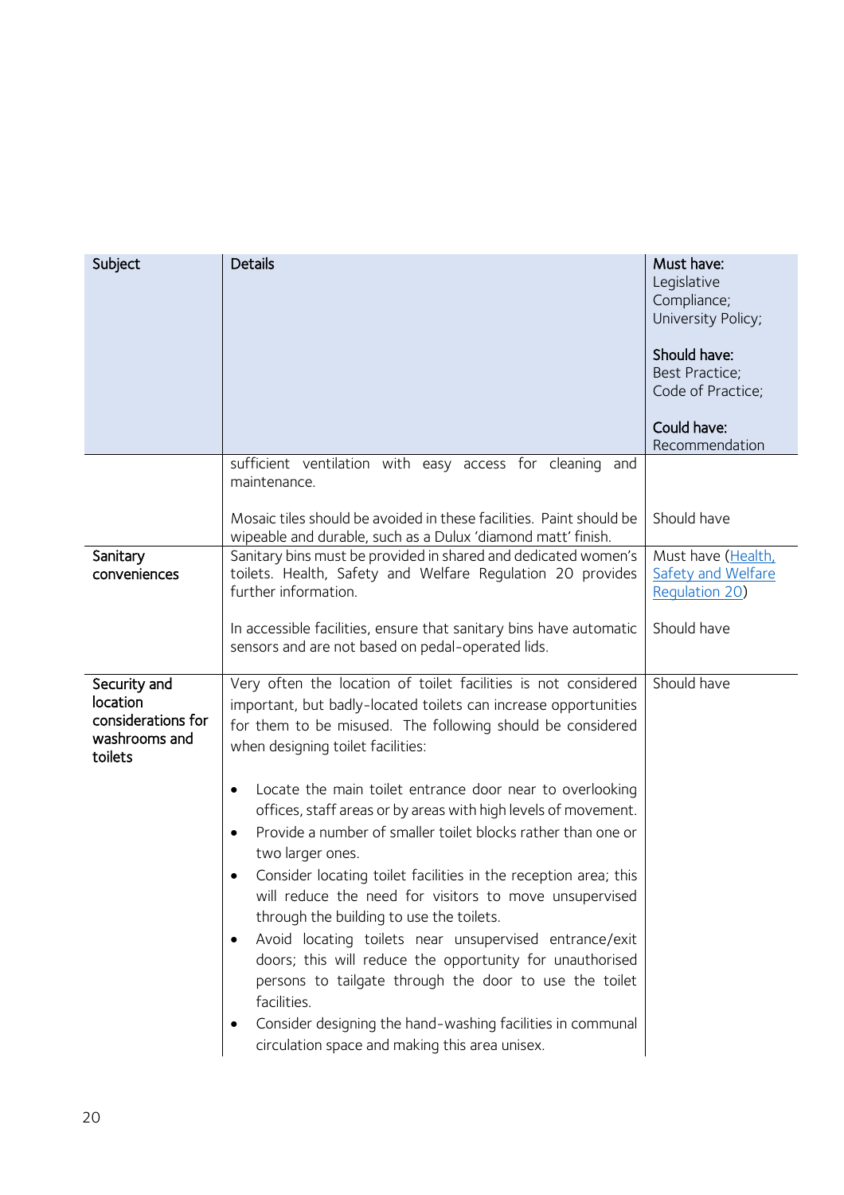| Subject | Details | **Must have:** Legislative Compliance; University Policy;<br><br>**Should have:** Best Practice; Code of Practice;<br><br>**Could have:** Recommendation |
|---|---|---|
| | sufficient ventilation with easy access for cleaning and maintenance.<br><br>Mosaic tiles should be avoided in these facilities. Paint should be wipeable and durable, such as a Dulux 'diamond matt' finish. | <br><br>Should have |
| **Sanitary conveniences** | Sanitary bins must be provided in shared and dedicated women's toilets. Health, Safety and Welfare Regulation 20 provides further information.<br><br>In accessible facilities, ensure that sanitary bins have automatic sensors and are not based on pedal-operated lids. | Must have ([Health, Safety and Welfare Regulation 20]())<br><br>Should have |
| **Security and location considerations for washrooms and toilets** | Very often the location of toilet facilities is not considered important, but badly-located toilets can increase opportunities for them to be misused. The following should be considered when designing toilet facilities:<br><br>• Locate the main toilet entrance door near to overlooking offices, staff areas or by areas with high levels of movement.<br>• Provide a number of smaller toilet blocks rather than one or two larger ones.<br>• Consider locating toilet facilities in the reception area; this will reduce the need for visitors to move unsupervised through the building to use the toilets.<br>• Avoid locating toilets near unsupervised entrance/exit doors; this will reduce the opportunity for unauthorised persons to tailgate through the door to use the toilet facilities.<br>• Consider designing the hand-washing facilities in communal circulation space and making this area unisex. | Should have |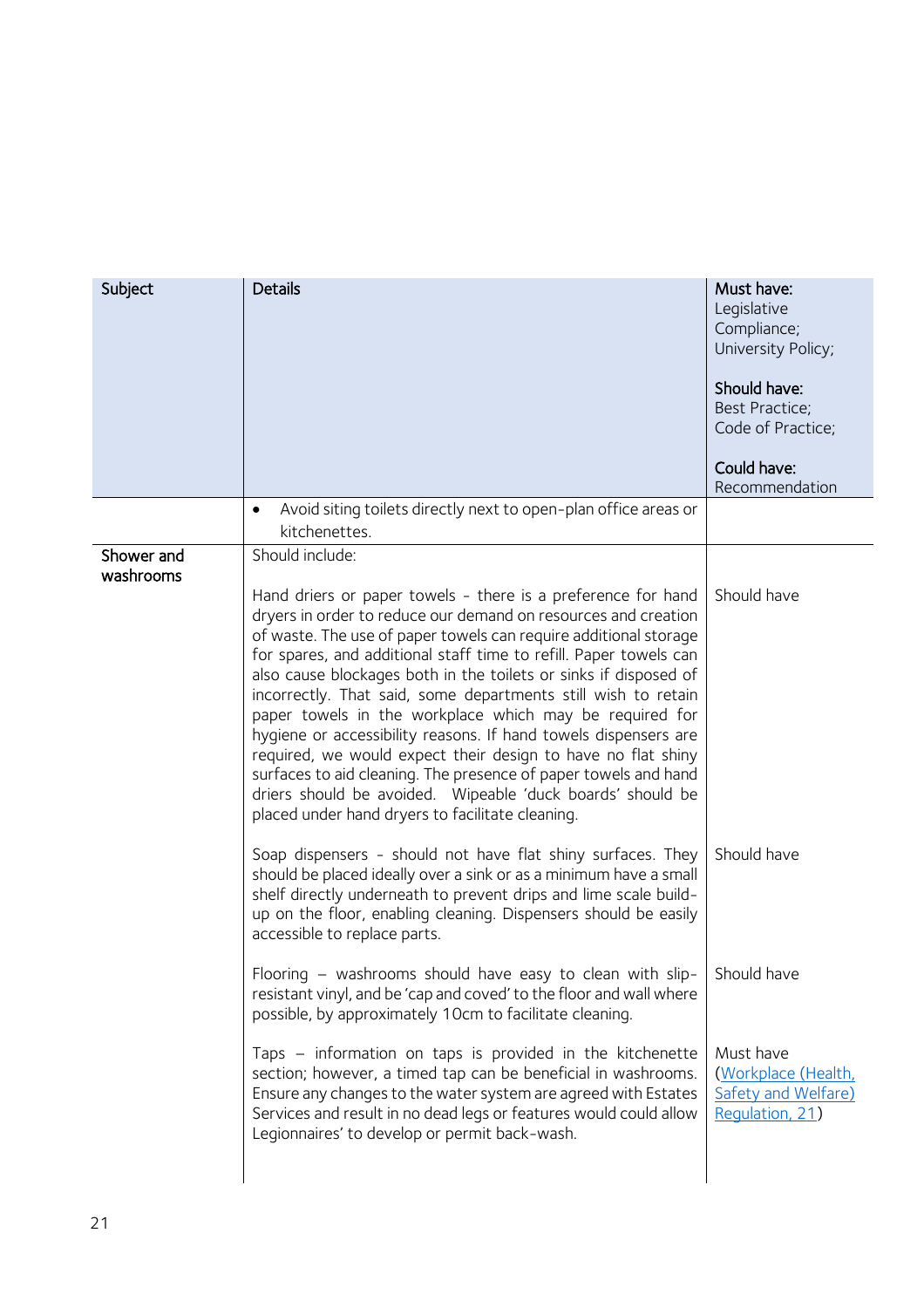| Subject | Details | **Must have:** Legislative Compliance; University Policy;<br><br>**Should have:** Best Practice; Code of Practice;<br><br>**Could have:** Recommendation |
|---|---|---|
| | • Avoid siting toilets directly next to open-plan office areas or kitchenettes. | |
| Shower and washrooms | Should include: | |
| | Hand driers or paper towels - there is a preference for hand dryers in order to reduce our demand on resources and creation of waste. The use of paper towels can require additional storage for spares, and additional staff time to refill. Paper towels can also cause blockages both in the toilets or sinks if disposed of incorrectly. That said, some departments still wish to retain paper towels in the workplace which may be required for hygiene or accessibility reasons. If hand towels dispensers are required, we would expect their design to have no flat shiny surfaces to aid cleaning. The presence of paper towels and hand driers should be avoided. Wipeable 'duck boards' should be placed under hand dryers to facilitate cleaning. | Should have |
| | Soap dispensers - should not have flat shiny surfaces. They should be placed ideally over a sink or as a minimum have a small shelf directly underneath to prevent drips and lime scale build-up on the floor, enabling cleaning. Dispensers should be easily accessible to replace parts. | Should have |
| | Flooring – washrooms should have easy to clean with slip-resistant vinyl, and be 'cap and coved' to the floor and wall where possible, by approximately 10cm to facilitate cleaning. | Should have |
| | Taps – information on taps is provided in the kitchenette section; however, a timed tap can be beneficial in washrooms. Ensure any changes to the water system are agreed with Estates Services and result in no dead legs or features would could allow Legionnaires' to develop or permit back-wash. | Must have (Workplace (Health, Safety and Welfare) Regulation, 21) |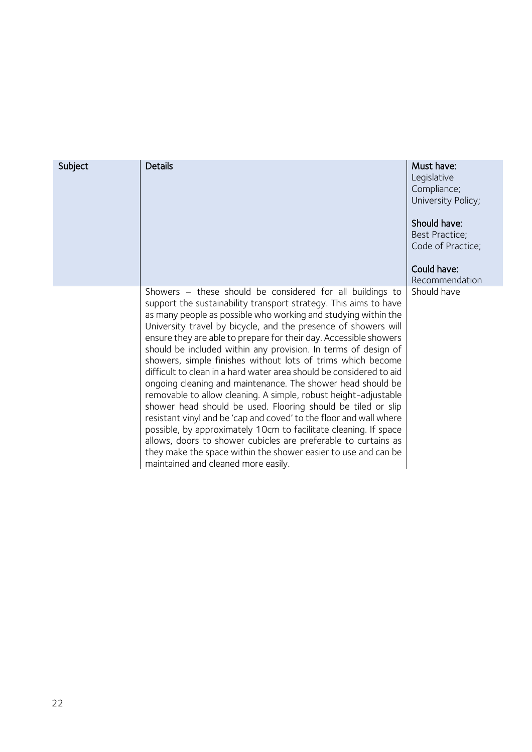| Subject | Details | Must have: Legislative Compliance; University Policy; Should have: Best Practice; Code of Practice; Could have: Recommendation |
|---|---|---|
| | Showers – these should be considered for all buildings to support the sustainability transport strategy. This aims to have as many people as possible who working and studying within the University travel by bicycle, and the presence of showers will ensure they are able to prepare for their day. Accessible showers should be included within any provision. In terms of design of showers, simple finishes without lots of trims which become difficult to clean in a hard water area should be considered to aid ongoing cleaning and maintenance. The shower head should be removable to allow cleaning. A simple, robust height-adjustable shower head should be used. Flooring should be tiled or slip resistant vinyl and be 'cap and coved' to the floor and wall where possible, by approximately 10cm to facilitate cleaning. If space allows, doors to shower cubicles are preferable to curtains as they make the space within the shower easier to use and can be maintained and cleaned more easily. | Should have |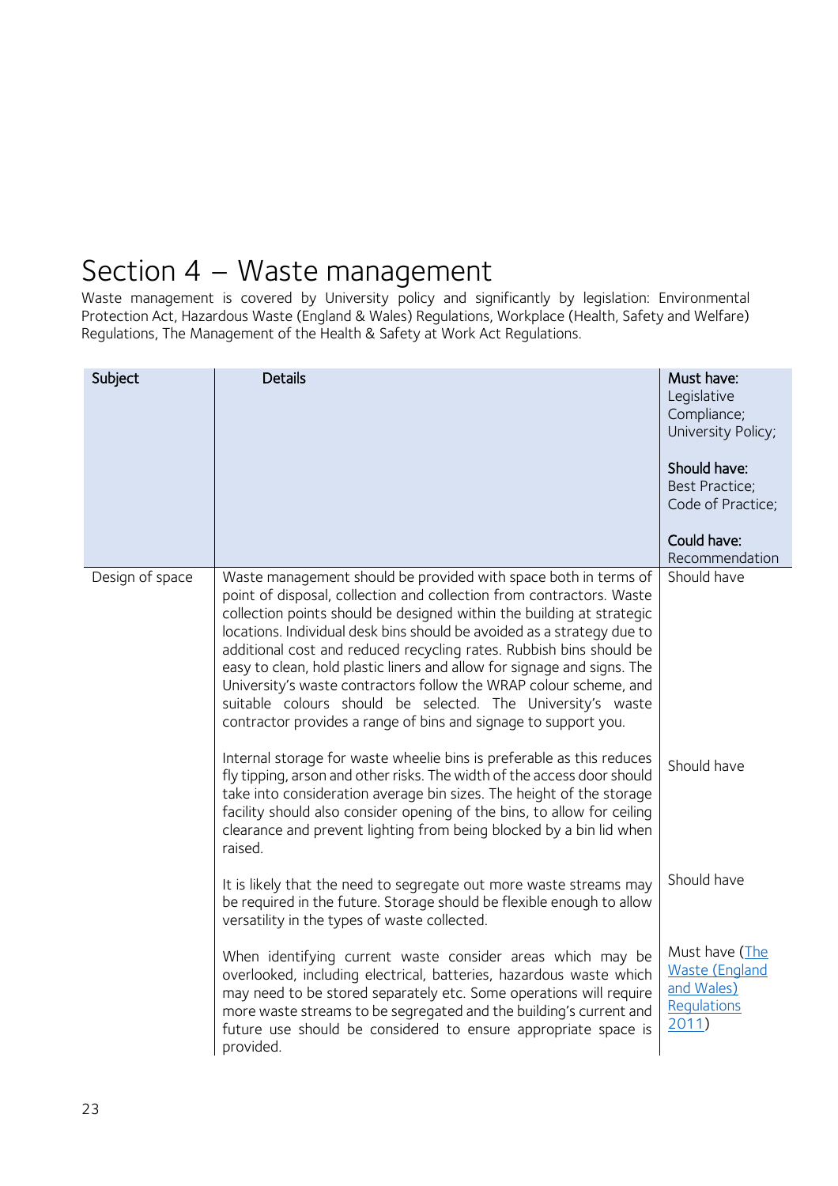# Section 4 – Waste management

Waste management is covered by University policy and significantly by legislation: Environmental Protection Act, Hazardous Waste (England & Wales) Regulations, Workplace (Health, Safety and Welfare) Regulations, The Management of the Health & Safety at Work Act Regulations.

| Subject | Details | **Must have:** Legislative Compliance; University Policy;<br><br>**Should have:** Best Practice; Code of Practice;<br><br>**Could have:** Recommendation |
|---|---|---|
| Design of space | Waste management should be provided with space both in terms of point of disposal, collection and collection from contractors. Waste collection points should be designed within the building at strategic locations. Individual desk bins should be avoided as a strategy due to additional cost and reduced recycling rates. Rubbish bins should be easy to clean, hold plastic liners and allow for signage and signs. The University's waste contractors follow the WRAP colour scheme, and suitable colours should be selected. The University's waste contractor provides a range of bins and signage to support you. | Should have |
| | Internal storage for waste wheelie bins is preferable as this reduces fly tipping, arson and other risks. The width of the access door should take into consideration average bin sizes. The height of the storage facility should also consider opening of the bins, to allow for ceiling clearance and prevent lighting from being blocked by a bin lid when raised. | Should have |
| | It is likely that the need to segregate out more waste streams may be required in the future. Storage should be flexible enough to allow versatility in the types of waste collected. | Should have |
| | When identifying current waste consider areas which may be overlooked, including electrical, batteries, hazardous waste which may need to be stored separately etc. Some operations will require more waste streams to be segregated and the building's current and future use should be considered to ensure appropriate space is provided. | Must have (The Waste (England and Wales) Regulations 2011) |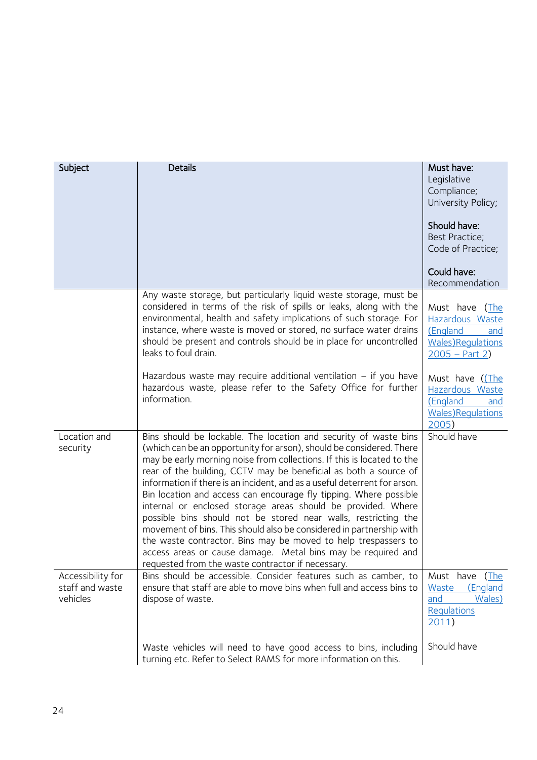| Subject | Details | **Must have:** Legislative Compliance; University Policy;<br><br>**Should have:** Best Practice; Code of Practice;<br><br>**Could have:** Recommendation |
|---|---|---|
| | Any waste storage, but particularly liquid waste storage, must be considered in terms of the risk of spills or leaks, along with the environmental, health and safety implications of such storage. For instance, where waste is moved or stored, no surface water drains should be present and controls should be in place for uncontrolled leaks to foul drain. | Must have (The Hazardous Waste (England and Wales)Regulations 2005 – Part 2) |
| | Hazardous waste may require additional ventilation – if you have hazardous waste, please refer to the Safety Office for further information. | Must have ((The Hazardous Waste (England and Wales)Regulations 2005) |
| Location and security | Bins should be lockable. The location and security of waste bins (which can be an opportunity for arson), should be considered. There may be early morning noise from collections. If this is located to the rear of the building, CCTV may be beneficial as both a source of information if there is an incident, and as a useful deterrent for arson. Bin location and access can encourage fly tipping. Where possible internal or enclosed storage areas should be provided. Where possible bins should not be stored near walls, restricting the movement of bins. This should also be considered in partnership with the waste contractor. Bins may be moved to help trespassers to access areas or cause damage. Metal bins may be required and requested from the waste contractor if necessary. | Should have |
| Accessibility for staff and waste vehicles | Bins should be accessible. Consider features such as camber, to ensure that staff are able to move bins when full and access bins to dispose of waste. | Must have (The Waste (England and Wales) Regulations 2011) |
| | Waste vehicles will need to have good access to bins, including turning etc. Refer to Select RAMS for more information on this. | Should have |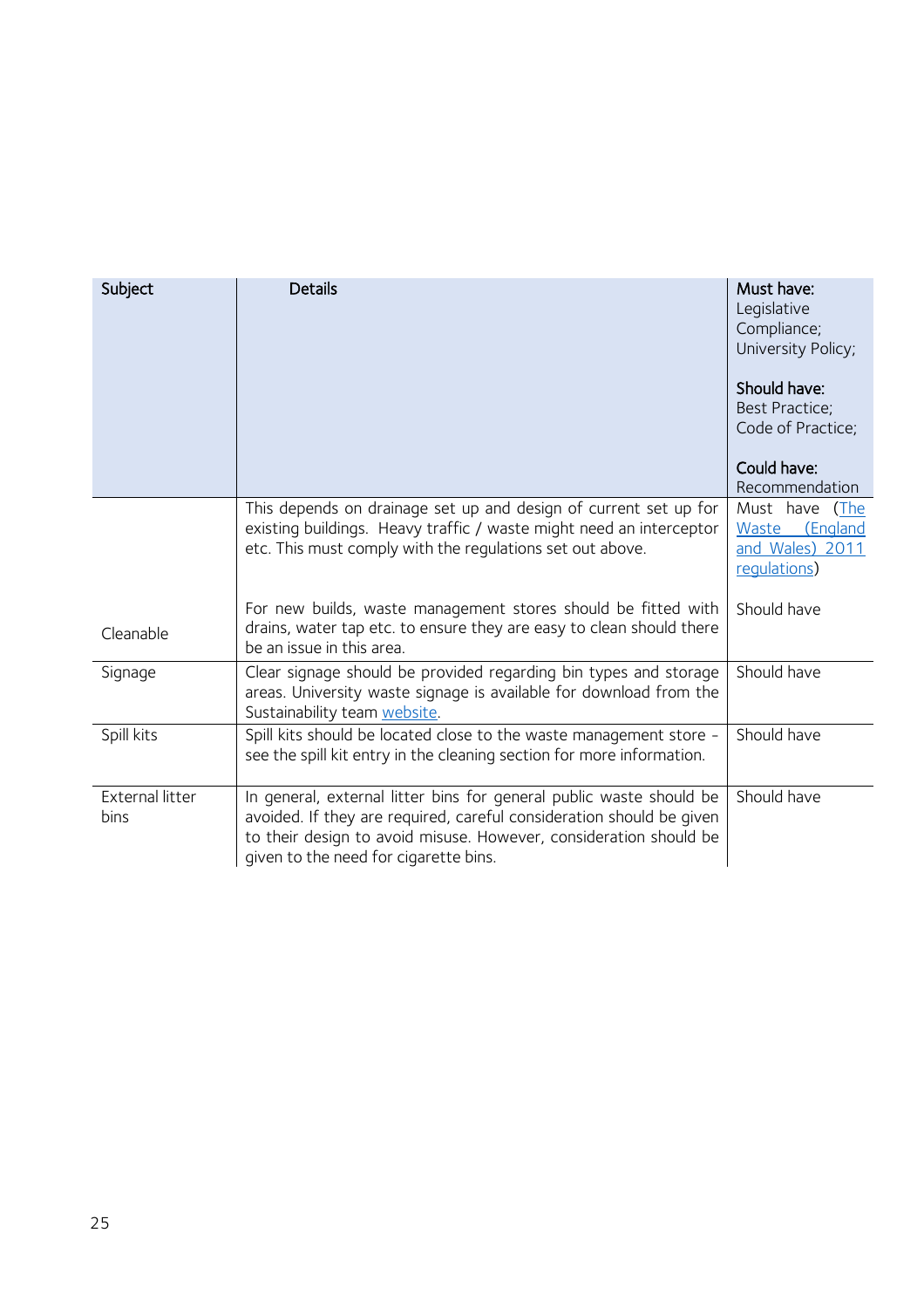| Subject | Details | **Must have:** Legislative Compliance; University Policy;<br><br>**Should have:** Best Practice; Code of Practice;<br><br>**Could have:** Recommendation |
|---|---|---|
| Cleanable | This depends on drainage set up and design of current set up for existing buildings. Heavy traffic / waste might need an interceptor etc. This must comply with the regulations set out above.<br><br>For new builds, waste management stores should be fitted with drains, water tap etc. to ensure they are easy to clean should there be an issue in this area. | Must have ([The Waste (England and Wales) 2011 regulations]())<br><br>Should have |
| Signage | Clear signage should be provided regarding bin types and storage areas. University waste signage is available for download from the Sustainability team [website](). | Should have |
| Spill kits | Spill kits should be located close to the waste management store - see the spill kit entry in the cleaning section for more information. | Should have |
| External litter bins | In general, external litter bins for general public waste should be avoided. If they are required, careful consideration should be given to their design to avoid misuse. However, consideration should be given to the need for cigarette bins. | Should have |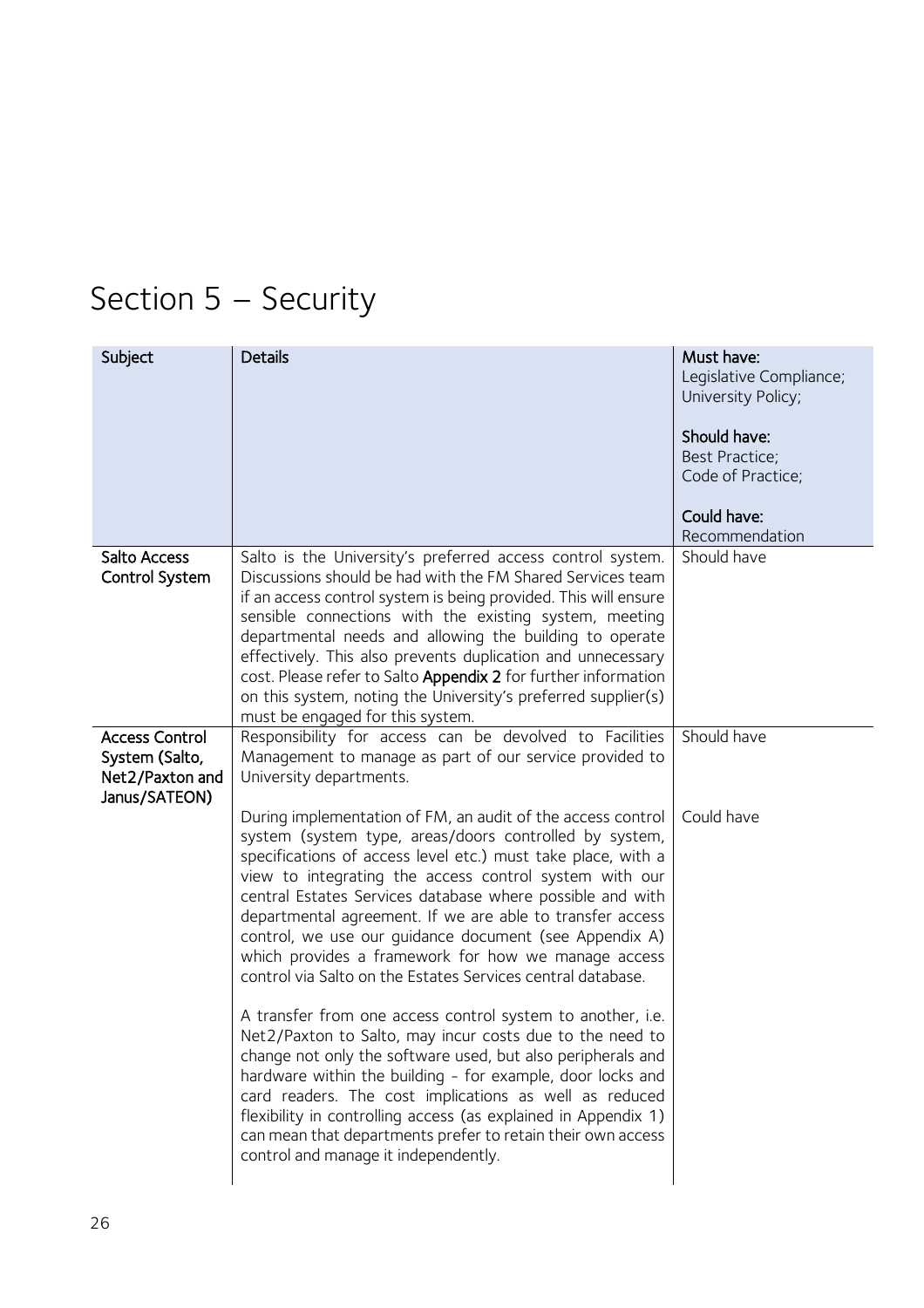# Section 5 – Security

| Subject | Details | **Must have:** Legislative Compliance; University Policy;<br><br>**Should have:** Best Practice; Code of Practice;<br><br>**Could have:** Recommendation |
|---|---|---|
| **Salto Access Control System** | Salto is the University's preferred access control system. Discussions should be had with the FM Shared Services team if an access control system is being provided. This will ensure sensible connections with the existing system, meeting departmental needs and allowing the building to operate effectively. This also prevents duplication and unnecessary cost. Please refer to Salto **Appendix 2** for further information on this system, noting the University's preferred supplier(s) must be engaged for this system. | Should have |
| **Access Control System (Salto, Net2/Paxton and Janus/SATEON)** | Responsibility for access can be devolved to Facilities Management to manage as part of our service provided to University departments. | Should have |
| | During implementation of FM, an audit of the access control system (system type, areas/doors controlled by system, specifications of access level etc.) must take place, with a view to integrating the access control system with our central Estates Services database where possible and with departmental agreement. If we are able to transfer access control, we use our guidance document (see Appendix A) which provides a framework for how we manage access control via Salto on the Estates Services central database.<br><br>A transfer from one access control system to another, i.e. Net2/Paxton to Salto, may incur costs due to the need to change not only the software used, but also peripherals and hardware within the building - for example, door locks and card readers. The cost implications as well as reduced flexibility in controlling access (as explained in Appendix 1) can mean that departments prefer to retain their own access control and manage it independently. | Could have |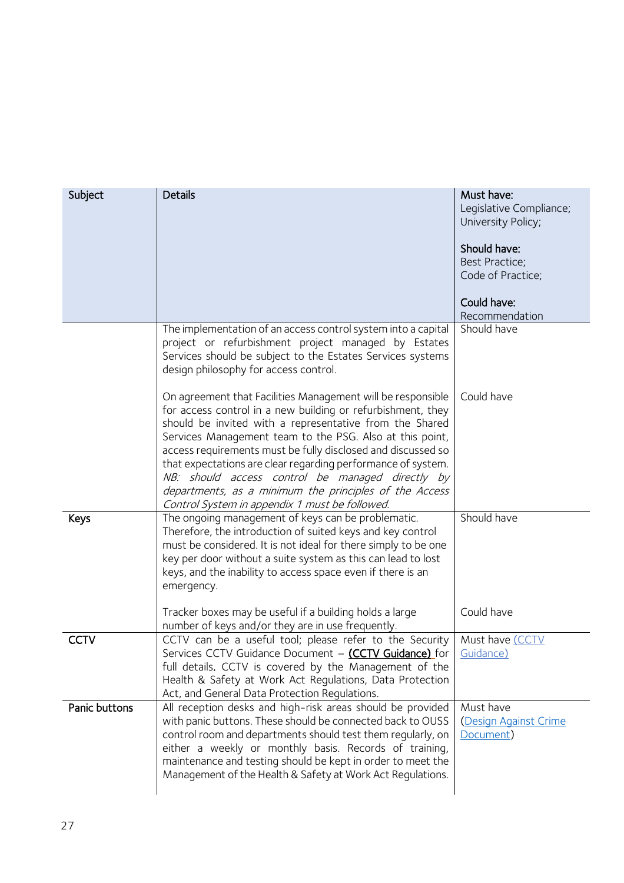| Subject | Details | **Must have:** Legislative Compliance; University Policy; **Should have:** Best Practice; Code of Practice; **Could have:** Recommendation |
|---|---|---|
| | The implementation of an access control system into a capital project or refurbishment project managed by Estates Services should be subject to the Estates Services systems design philosophy for access control. | Should have |
| | On agreement that Facilities Management will be responsible for access control in a new building or refurbishment, they should be invited with a representative from the Shared Services Management team to the PSG. Also at this point, access requirements must be fully disclosed and discussed so that expectations are clear regarding performance of system. *NB: should access control be managed directly by departments, as a minimum the principles of the Access Control System in appendix 1 must be followed.* | Could have |
| Keys | The ongoing management of keys can be problematic. Therefore, the introduction of suited keys and key control must be considered. It is not ideal for there simply to be one key per door without a suite system as this can lead to lost keys, and the inability to access space even if there is an emergency. | Should have |
| | Tracker boxes may be useful if a building holds a large number of keys and/or they are in use frequently. | Could have |
| CCTV | CCTV can be a useful tool; please refer to the Security Services CCTV Guidance Document – **(CCTV Guidance)** for full details. CCTV is covered by the Management of the Health & Safety at Work Act Regulations, Data Protection Act, and General Data Protection Regulations. | Must have (CCTV Guidance) |
| Panic buttons | All reception desks and high-risk areas should be provided with panic buttons. These should be connected back to OUSS control room and departments should test them regularly, on either a weekly or monthly basis. Records of training, maintenance and testing should be kept in order to meet the Management of the Health & Safety at Work Act Regulations. | Must have (Design Against Crime Document) |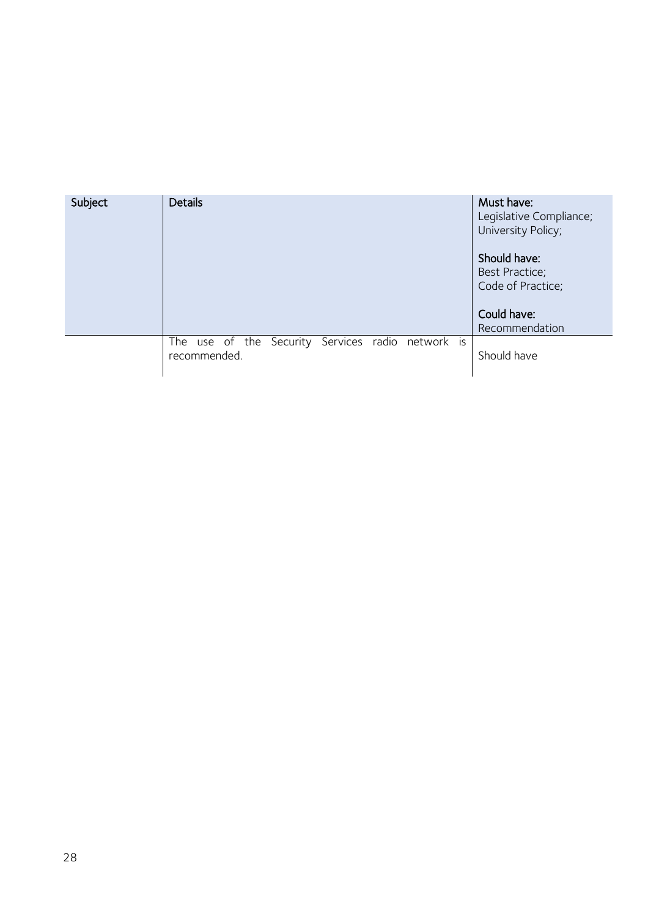| Subject | Details | Must have:<br>Legislative Compliance;<br>University Policy;<br><br>Should have:<br>Best Practice;<br>Code of Practice;<br><br>Could have:<br>Recommendation |
|---|---|---|
| | The use of the Security Services radio network is recommended. | Should have |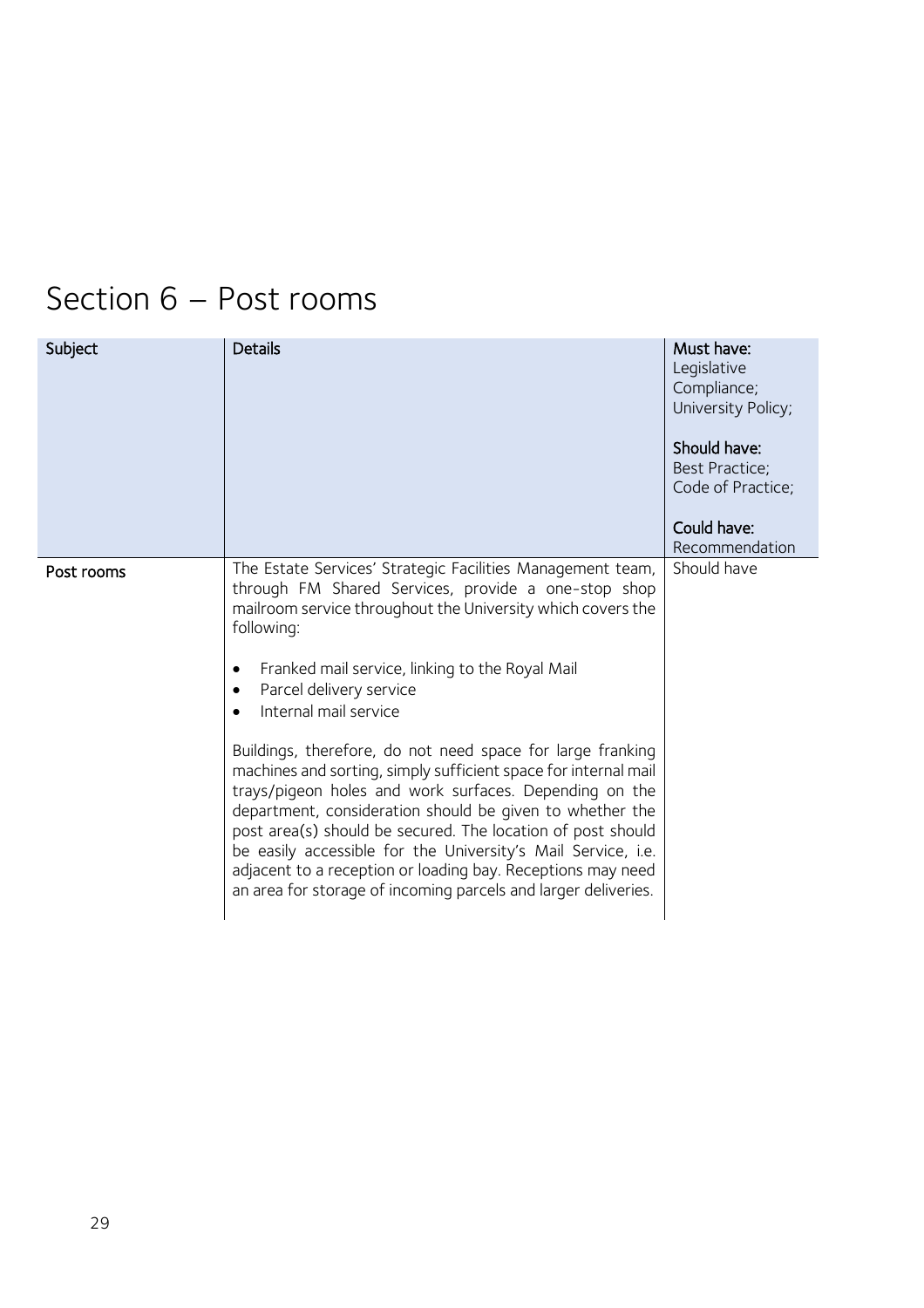# Section 6 – Post rooms

| Subject | Details | **Must have:** Legislative Compliance; University Policy; **Should have:** Best Practice; Code of Practice; **Could have:** Recommendation |
|---|---|---|
| Post rooms | The Estate Services' Strategic Facilities Management team, through FM Shared Services, provide a one-stop shop mailroom service throughout the University which covers the following:<br><br>• Franked mail service, linking to the Royal Mail<br>• Parcel delivery service<br>• Internal mail service<br><br>Buildings, therefore, do not need space for large franking machines and sorting, simply sufficient space for internal mail trays/pigeon holes and work surfaces. Depending on the department, consideration should be given to whether the post area(s) should be secured. The location of post should be easily accessible for the University's Mail Service, i.e. adjacent to a reception or loading bay. Receptions may need an area for storage of incoming parcels and larger deliveries. | Should have |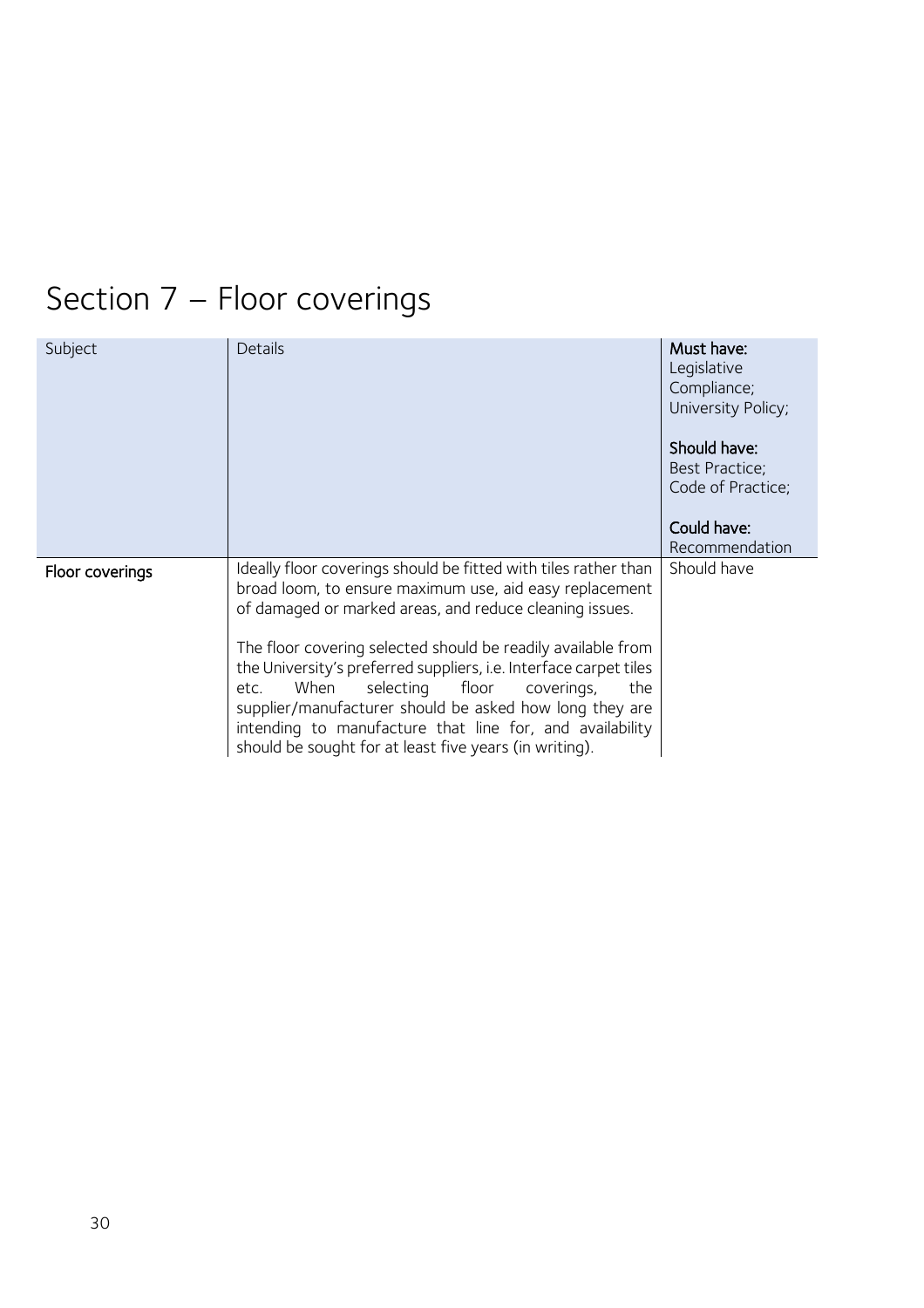# Section 7 – Floor coverings

| Subject | Details | **Must have:** Legislative Compliance; University Policy; **Should have:** Best Practice; Code of Practice; **Could have:** Recommendation |
|---|---|---|
| **Floor coverings** | Ideally floor coverings should be fitted with tiles rather than broad loom, to ensure maximum use, aid easy replacement of damaged or marked areas, and reduce cleaning issues.<br><br>The floor covering selected should be readily available from the University's preferred suppliers, i.e. Interface carpet tiles etc. When selecting floor coverings, the supplier/manufacturer should be asked how long they are intending to manufacture that line for, and availability should be sought for at least five years (in writing). | Should have |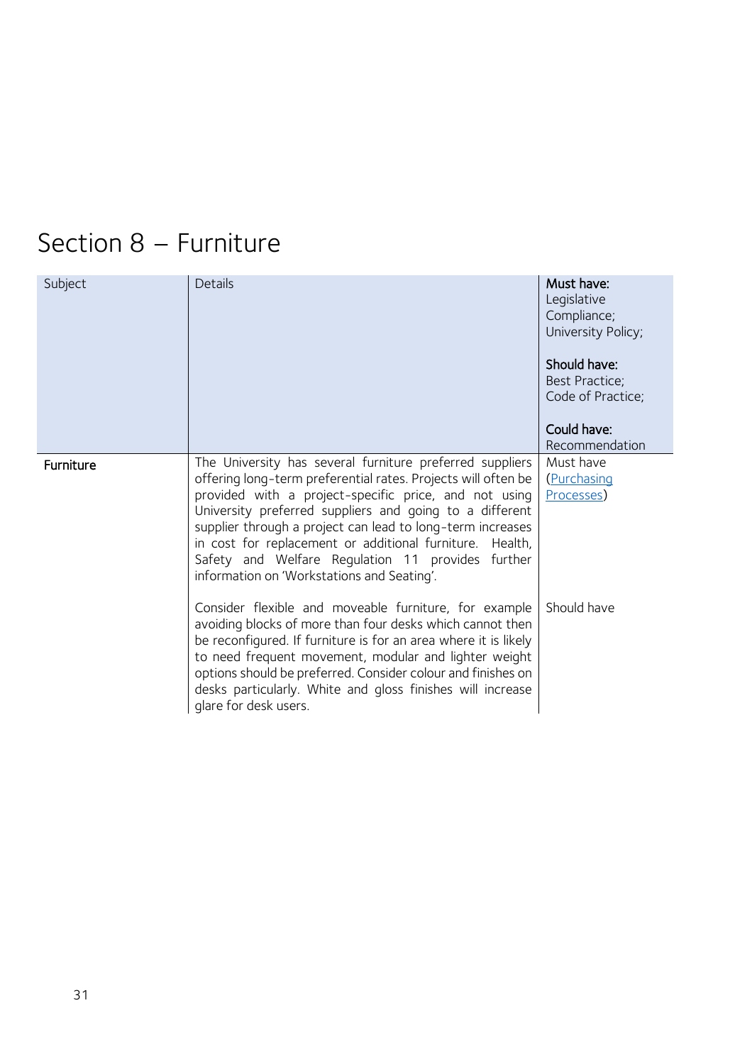# Section 8 – Furniture

| Subject | Details | **Must have:** Legislative Compliance; University Policy;<br><br>**Should have:** Best Practice; Code of Practice;<br><br>**Could have:** Recommendation |
|---|---|---|
| **Furniture** | The University has several furniture preferred suppliers offering long-term preferential rates. Projects will often be provided with a project-specific price, and not using University preferred suppliers and going to a different supplier through a project can lead to long-term increases in cost for replacement or additional furniture. Health, Safety and Welfare Regulation 11 provides further information on 'Workstations and Seating'. | Must have ([Purchasing Processes]()) |
| | Consider flexible and moveable furniture, for example avoiding blocks of more than four desks which cannot then be reconfigured. If furniture is for an area where it is likely to need frequent movement, modular and lighter weight options should be preferred. Consider colour and finishes on desks particularly. White and gloss finishes will increase glare for desk users. | Should have |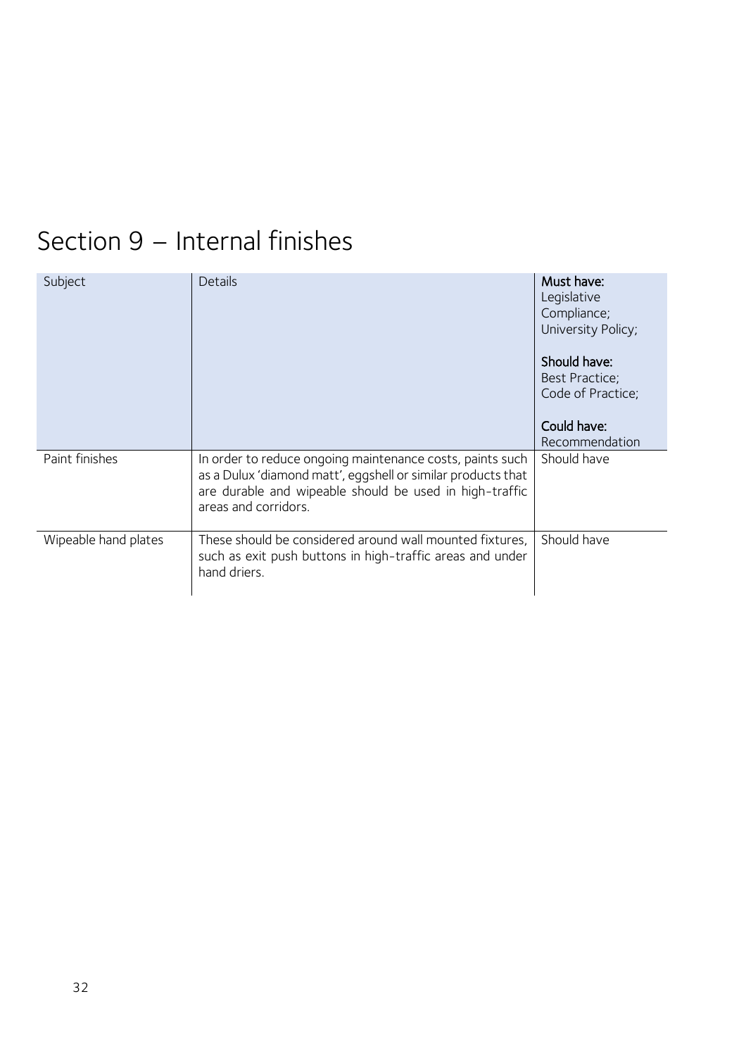# Section 9 – Internal finishes

| Subject | Details | **Must have:** Legislative Compliance; University Policy; **Should have:** Best Practice; Code of Practice; **Could have:** Recommendation |
|---|---|---|
| Paint finishes | In order to reduce ongoing maintenance costs, paints such as a Dulux 'diamond matt', eggshell or similar products that are durable and wipeable should be used in high-traffic areas and corridors. | Should have |
| Wipeable hand plates | These should be considered around wall mounted fixtures, such as exit push buttons in high-traffic areas and under hand driers. | Should have |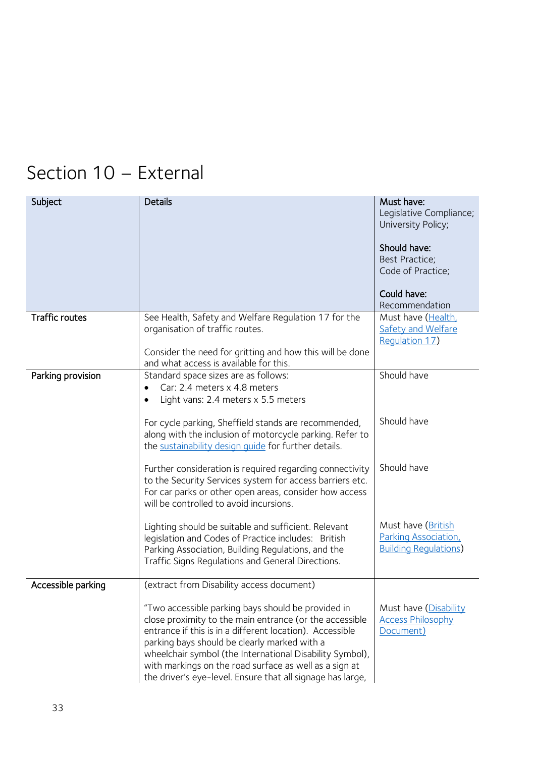# Section 10 – External

| Subject | Details | **Must have:** Legislative Compliance; University Policy; **Should have:** Best Practice; Code of Practice; **Could have:** Recommendation |
|---|---|---|
| Traffic routes | See Health, Safety and Welfare Regulation 17 for the organisation of traffic routes.<br><br>Consider the need for gritting and how this will be done and what access is available for this. | Must have (Health, Safety and Welfare Regulation 17) |
| Parking provision | Standard space sizes are as follows:<br>• Car: 2.4 meters x 4.8 meters<br>• Light vans: 2.4 meters x 5.5 meters | Should have |
| | For cycle parking, Sheffield stands are recommended, along with the inclusion of motorcycle parking. Refer to the sustainability design guide for further details. | Should have |
| | Further consideration is required regarding connectivity to the Security Services system for access barriers etc. For car parks or other open areas, consider how access will be controlled to avoid incursions. | Should have |
| | Lighting should be suitable and sufficient. Relevant legislation and Codes of Practice includes: British Parking Association, Building Regulations, and the Traffic Signs Regulations and General Directions. | Must have (British Parking Association, Building Regulations) |
| Accessible parking | (extract from Disability access document)<br><br>"Two accessible parking bays should be provided in close proximity to the main entrance (or the accessible entrance if this is in a different location). Accessible parking bays should be clearly marked with a wheelchair symbol (the International Disability Symbol), with markings on the road surface as well as a sign at the driver's eye-level. Ensure that all signage has large, | Must have (Disability Access Philosophy Document) |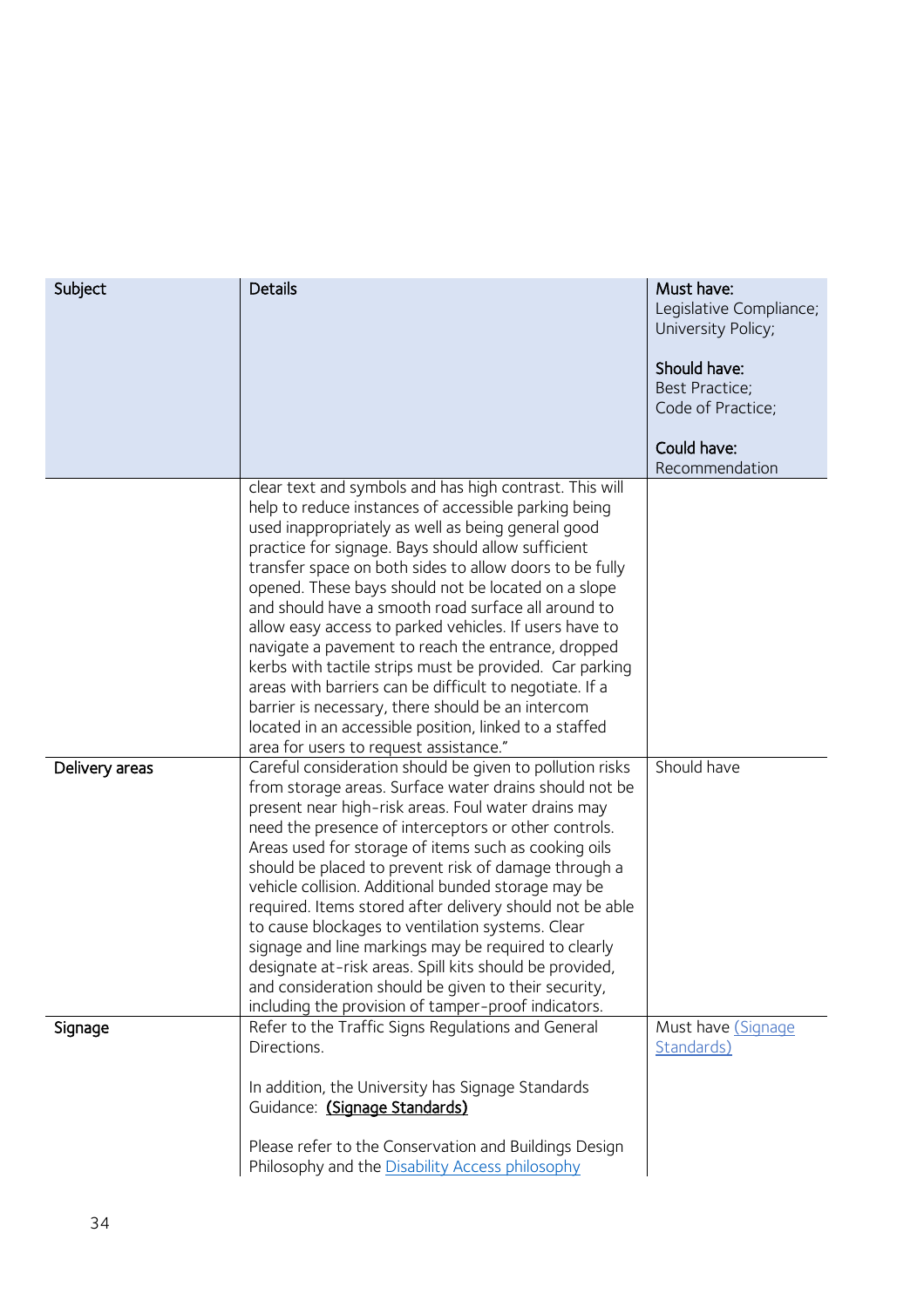| Subject | Details | **Must have:** Legislative Compliance; University Policy; **Should have:** Best Practice; Code of Practice; **Could have:** Recommendation |
|---|---|---|
| | clear text and symbols and has high contrast. This will help to reduce instances of accessible parking being used inappropriately as well as being general good practice for signage. Bays should allow sufficient transfer space on both sides to allow doors to be fully opened. These bays should not be located on a slope and should have a smooth road surface all around to allow easy access to parked vehicles. If users have to navigate a pavement to reach the entrance, dropped kerbs with tactile strips must be provided. Car parking areas with barriers can be difficult to negotiate. If a barrier is necessary, there should be an intercom located in an accessible position, linked to a staffed area for users to request assistance." | |
| Delivery areas | Careful consideration should be given to pollution risks from storage areas. Surface water drains should not be present near high-risk areas. Foul water drains may need the presence of interceptors or other controls. Areas used for storage of items such as cooking oils should be placed to prevent risk of damage through a vehicle collision. Additional bunded storage may be required. Items stored after delivery should not be able to cause blockages to ventilation systems. Clear signage and line markings may be required to clearly designate at-risk areas. Spill kits should be provided, and consideration should be given to their security, including the provision of tamper-proof indicators. | Should have |
| Signage | Refer to the Traffic Signs Regulations and General Directions.<br><br>In addition, the University has Signage Standards Guidance: **(Signage Standards)**<br><br>Please refer to the Conservation and Buildings Design Philosophy and the Disability Access philosophy | Must have (Signage Standards) |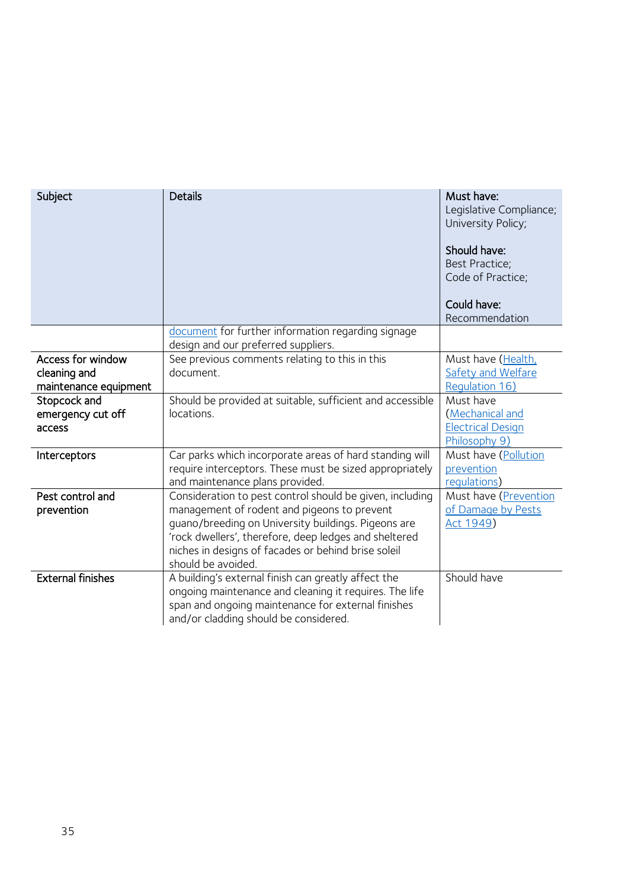| Subject | Details | **Must have:** Legislative Compliance; University Policy; **Should have:** Best Practice; Code of Practice; **Could have:** Recommendation |
|---|---|---|
| | document for further information regarding signage design and our preferred suppliers. | |
| Access for window cleaning and maintenance equipment | See previous comments relating to this in this document. | Must have (Health, Safety and Welfare Regulation 16) |
| Stopcock and emergency cut off access | Should be provided at suitable, sufficient and accessible locations. | Must have (Mechanical and Electrical Design Philosophy 9) |
| Interceptors | Car parks which incorporate areas of hard standing will require interceptors. These must be sized appropriately and maintenance plans provided. | Must have (Pollution prevention regulations) |
| Pest control and prevention | Consideration to pest control should be given, including management of rodent and pigeons to prevent guano/breeding on University buildings. Pigeons are 'rock dwellers', therefore, deep ledges and sheltered niches in designs of facades or behind brise soleil should be avoided. | Must have (Prevention of Damage by Pests Act 1949) |
| External finishes | A building's external finish can greatly affect the ongoing maintenance and cleaning it requires. The life span and ongoing maintenance for external finishes and/or cladding should be considered. | Should have |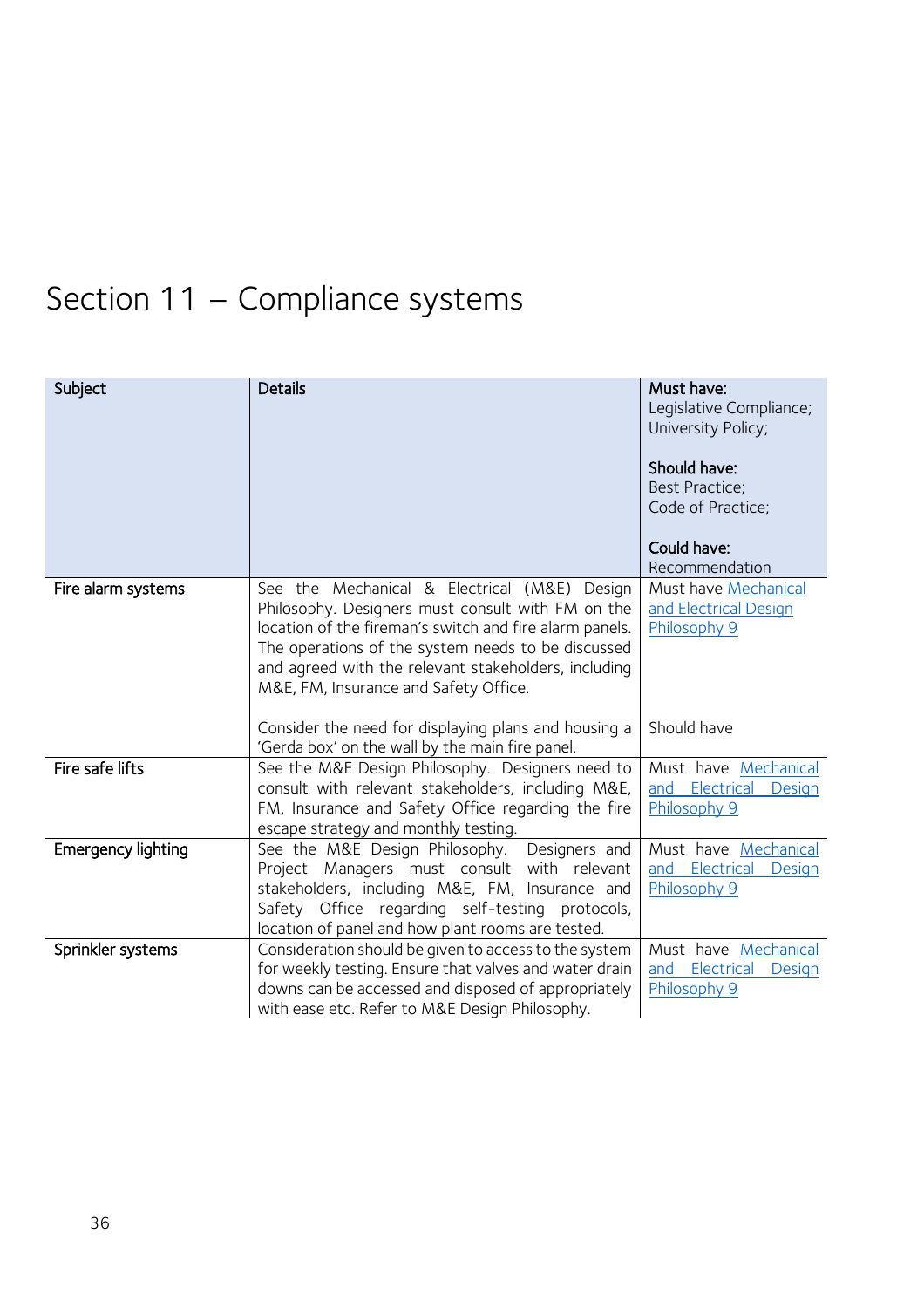# Section 11 – Compliance systems

| Subject | Details | **Must have:** Legislative Compliance; University Policy; **Should have:** Best Practice; Code of Practice; **Could have:** Recommendation |
|---|---|---|
| Fire alarm systems | See the Mechanical & Electrical (M&E) Design Philosophy. Designers must consult with FM on the location of the fireman's switch and fire alarm panels. The operations of the system needs to be discussed and agreed with the relevant stakeholders, including M&E, FM, Insurance and Safety Office. | Must have Mechanical and Electrical Design Philosophy 9 |
| | Consider the need for displaying plans and housing a 'Gerda box' on the wall by the main fire panel. | Should have |
| Fire safe lifts | See the M&E Design Philosophy. Designers need to consult with relevant stakeholders, including M&E, FM, Insurance and Safety Office regarding the fire escape strategy and monthly testing. | Must have Mechanical and Electrical Design Philosophy 9 |
| Emergency lighting | See the M&E Design Philosophy. Designers and Project Managers must consult with relevant stakeholders, including M&E, FM, Insurance and Safety Office regarding self-testing protocols, location of panel and how plant rooms are tested. | Must have Mechanical and Electrical Design Philosophy 9 |
| Sprinkler systems | Consideration should be given to access to the system for weekly testing. Ensure that valves and water drain downs can be accessed and disposed of appropriately with ease etc. Refer to M&E Design Philosophy. | Must have Mechanical and Electrical Design Philosophy 9 |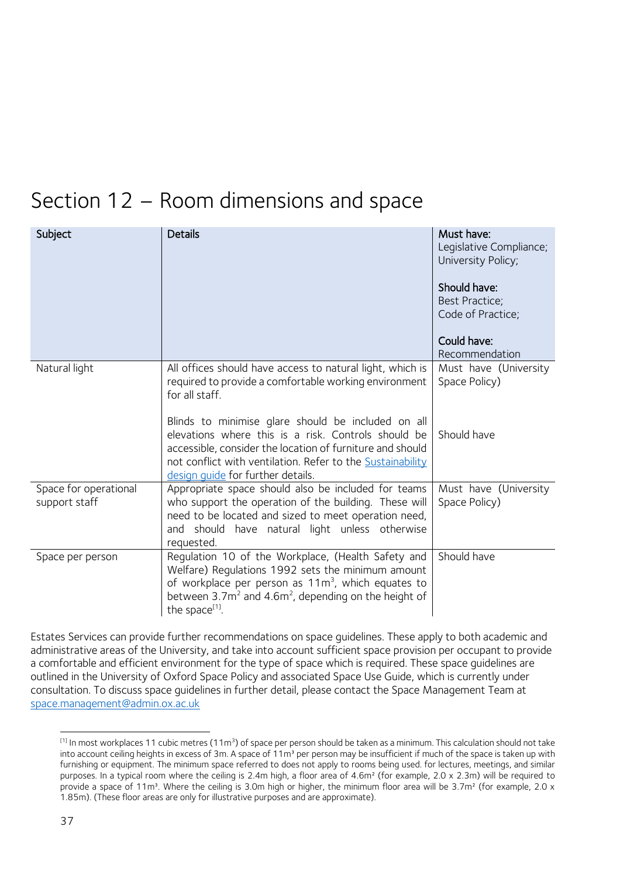# Section 12 – Room dimensions and space

| Subject | Details | Must have: Legislative Compliance; University Policy; <br><br> Should have: Best Practice; Code of Practice; <br><br> Could have: Recommendation |
|---|---|---|
| Natural light | All offices should have access to natural light, which is required to provide a comfortable working environment for all staff. | Must have (University Space Policy) |
| | Blinds to minimise glare should be included on all elevations where this is a risk. Controls should be accessible, consider the location of furniture and should not conflict with ventilation. Refer to the Sustainability design guide for further details. | Should have |
| Space for operational support staff | Appropriate space should also be included for teams who support the operation of the building. These will need to be located and sized to meet operation need, and should have natural light unless otherwise requested. | Must have (University Space Policy) |
| Space per person | Regulation 10 of the Workplace, (Health Safety and Welfare) Regulations 1992 sets the minimum amount of workplace per person as $11m^3$, which equates to between $3.7m^2$ and $4.6m^2$, depending on the height of the space[1]. | Should have |

Estates Services can provide further recommendations on space guidelines. These apply to both academic and administrative areas of the University, and take into account sufficient space provision per occupant to provide a comfortable and efficient environment for the type of space which is required. These space guidelines are outlined in the University of Oxford Space Policy and associated Space Use Guide, which is currently under consultation. To discuss space guidelines in further detail, please contact the Space Management Team at space.management@admin.ox.ac.uk

[1] In most workplaces 11 cubic metres ($11m^3$) of space per person should be taken as a minimum. This calculation should not take into account ceiling heights in excess of 3m. A space of $11m^3$ per person may be insufficient if much of the space is taken up with furnishing or equipment. The minimum space referred to does not apply to rooms being used. for lectures, meetings, and similar purposes. In a typical room where the ceiling is 2.4m high, a floor area of $4.6m^2$ (for example, 2.0 x 2.3m) will be required to provide a space of $11m^3$. Where the ceiling is 3.0m high or higher, the minimum floor area will be $3.7m^2$ (for example, 2.0 x 1.85m). (These floor areas are only for illustrative purposes and are approximate).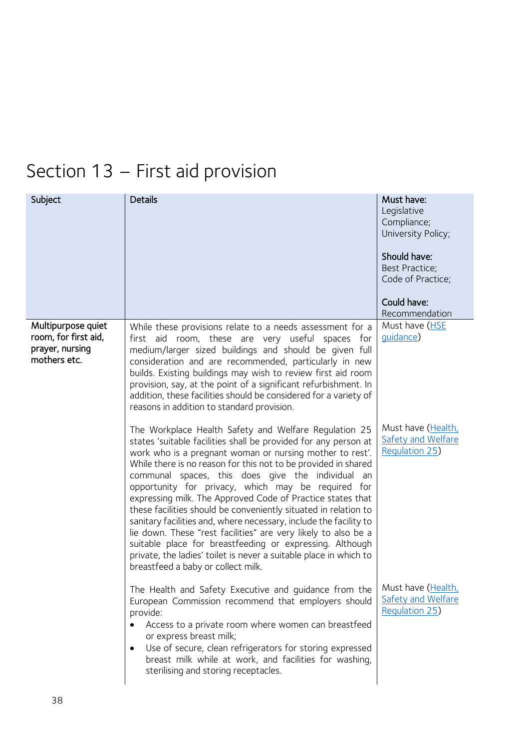# Section 13 – First aid provision

| Subject | Details | **Must have:** Legislative Compliance; University Policy; **Should have:** Best Practice; Code of Practice; **Could have:** Recommendation |
|---|---|---|
| **Multipurpose quiet room, for first aid, prayer, nursing mothers etc.** | While these provisions relate to a needs assessment for a first aid room, these are very useful spaces for medium/larger sized buildings and should be given full consideration and are recommended, particularly in new builds. Existing buildings may wish to review first aid room provision, say, at the point of a significant refurbishment. In addition, these facilities should be considered for a variety of reasons in addition to standard provision. | Must have (HSE guidance) |
| | The Workplace Health Safety and Welfare Regulation 25 states 'suitable facilities shall be provided for any person at work who is a pregnant woman or nursing mother to rest'. While there is no reason for this not to be provided in shared communal spaces, this does give the individual an opportunity for privacy, which may be required for expressing milk. The Approved Code of Practice states that these facilities should be conveniently situated in relation to sanitary facilities and, where necessary, include the facility to lie down. These "rest facilities" are very likely to also be a suitable place for breastfeeding or expressing. Although private, the ladies' toilet is never a suitable place in which to breastfeed a baby or collect milk. | Must have (Health, Safety and Welfare Regulation 25) |
| | The Health and Safety Executive and guidance from the European Commission recommend that employers should provide:<br>• Access to a private room where women can breastfeed or express breast milk;<br>• Use of secure, clean refrigerators for storing expressed breast milk while at work, and facilities for washing, sterilising and storing receptacles. | Must have (Health, Safety and Welfare Regulation 25) |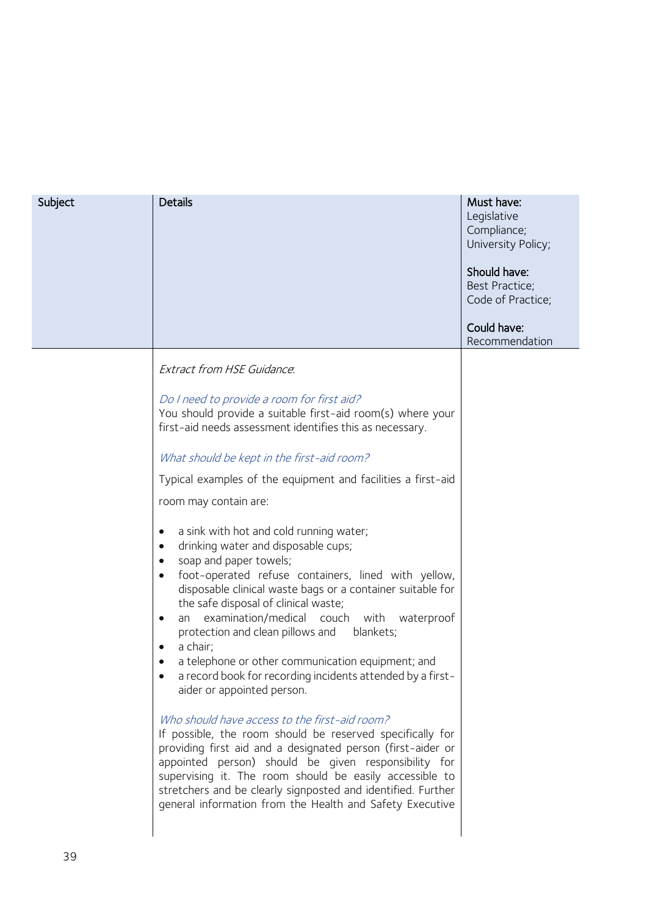| Subject | Details | **Must have:** Legislative Compliance; University Policy; **Should have:** Best Practice; Code of Practice; **Could have:** Recommendation |
|---|---|---|
| | *Extract from HSE Guidance*:<br><br>*Do I need to provide a room for first aid?*<br>You should provide a suitable first-aid room(s) where your first-aid needs assessment identifies this as necessary.<br><br>*What should be kept in the first-aid room?*<br>Typical examples of the equipment and facilities a first-aid room may contain are:<br><br>• a sink with hot and cold running water;<br>• drinking water and disposable cups;<br>• soap and paper towels;<br>• foot-operated refuse containers, lined with yellow, disposable clinical waste bags or a container suitable for the safe disposal of clinical waste;<br>• an examination/medical couch with waterproof protection and clean pillows and blankets;<br>• a chair;<br>• a telephone or other communication equipment; and<br>• a record book for recording incidents attended by a first-aider or appointed person.<br><br>*Who should have access to the first-aid room?*<br>If possible, the room should be reserved specifically for providing first aid and a designated person (first-aider or appointed person) should be given responsibility for supervising it. The room should be easily accessible to stretchers and be clearly signposted and identified. Further general information from the Health and Safety Executive | |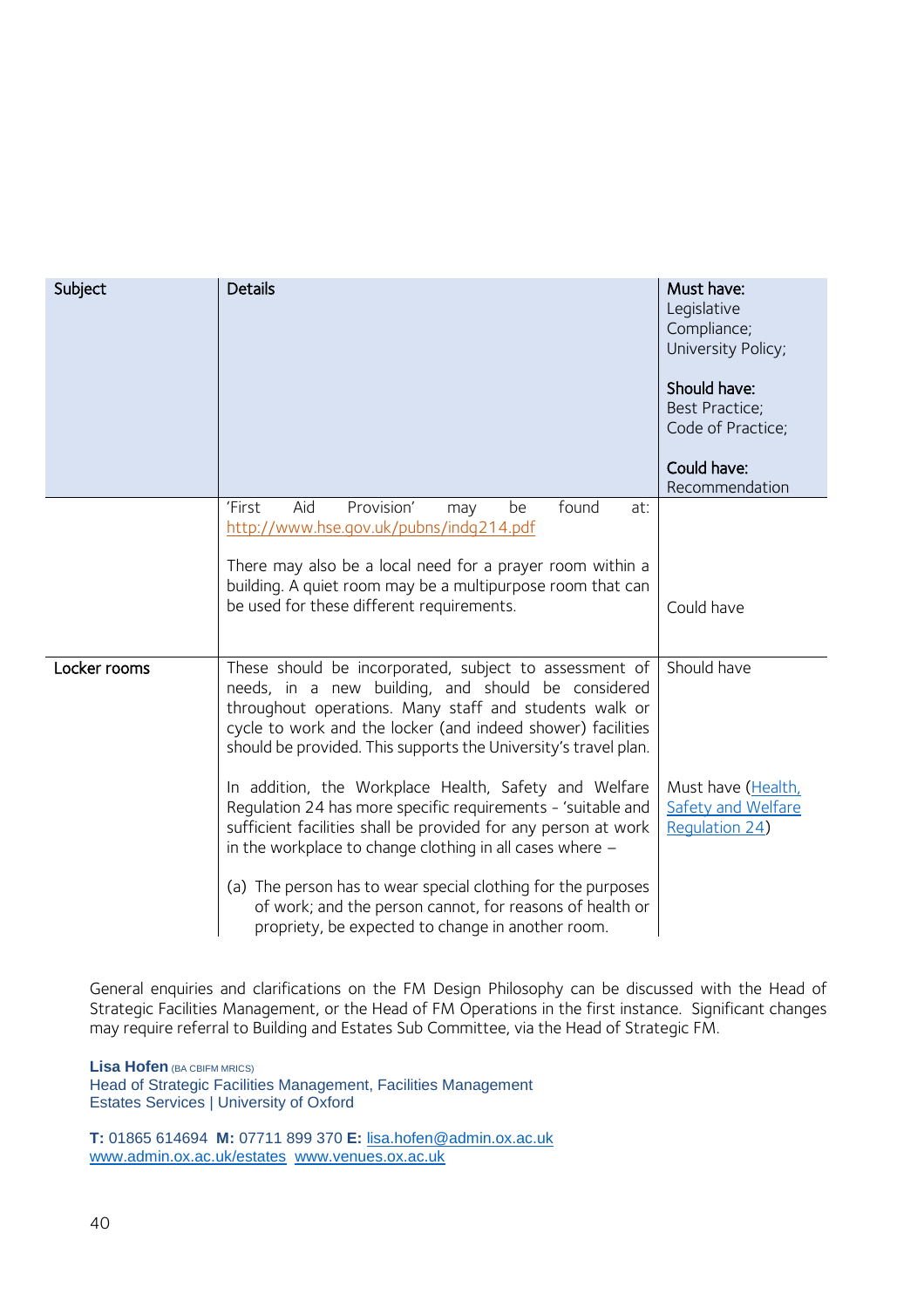| Subject | Details | **Must have:** Legislative Compliance; University Policy; **Should have:** Best Practice; Code of Practice; **Could have:** Recommendation |
|---|---|---|
| | 'First Aid Provision' may be found at: http://www.hse.gov.uk/pubns/indg214.pdf<br><br>There may also be a local need for a prayer room within a building. A quiet room may be a multipurpose room that can be used for these different requirements. | Could have |
| Locker rooms | These should be incorporated, subject to assessment of needs, in a new building, and should be considered throughout operations. Many staff and students walk or cycle to work and the locker (and indeed shower) facilities should be provided. This supports the University's travel plan. | Should have |
| | In addition, the Workplace Health, Safety and Welfare Regulation 24 has more specific requirements - 'suitable and sufficient facilities shall be provided for any person at work in the workplace to change clothing in all cases where –<br><br>(a) The person has to wear special clothing for the purposes of work; and the person cannot, for reasons of health or propriety, be expected to change in another room. | Must have (Health, Safety and Welfare Regulation 24) |

General enquiries and clarifications on the FM Design Philosophy can be discussed with the Head of Strategic Facilities Management, or the Head of FM Operations in the first instance. Significant changes may require referral to Building and Estates Sub Committee, via the Head of Strategic FM.

**Lisa Hofen** (BA CBIFM MRICS)
Head of Strategic Facilities Management, Facilities Management
Estates Services | University of Oxford

**T:** 01865 614694 **M:** 07711 899 370 **E:** lisa.hofen@admin.ox.ac.uk
www.admin.ox.ac.uk/estates www.venues.ox.ac.uk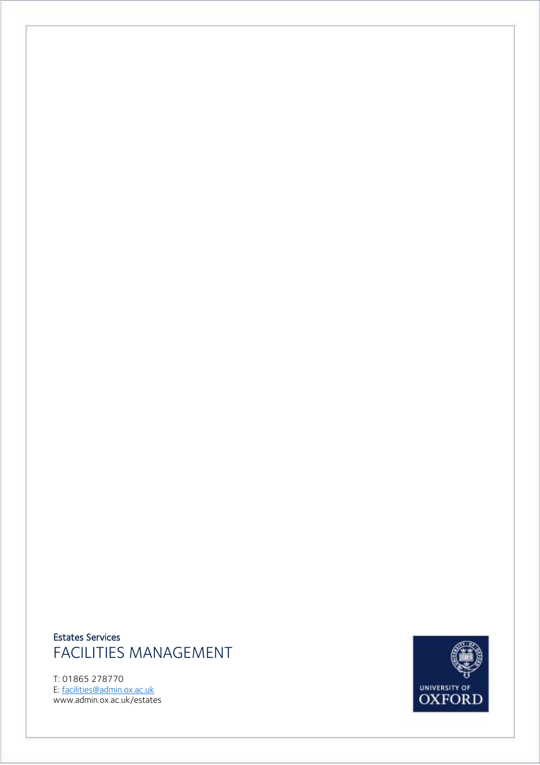Estates Services

FACILITIES MANAGEMENT

T: 01865 278770

E: facilities@admin.ox.ac.uk

www.admin.ox.ac.uk/estates

UNIVERSITY OF OXFORD